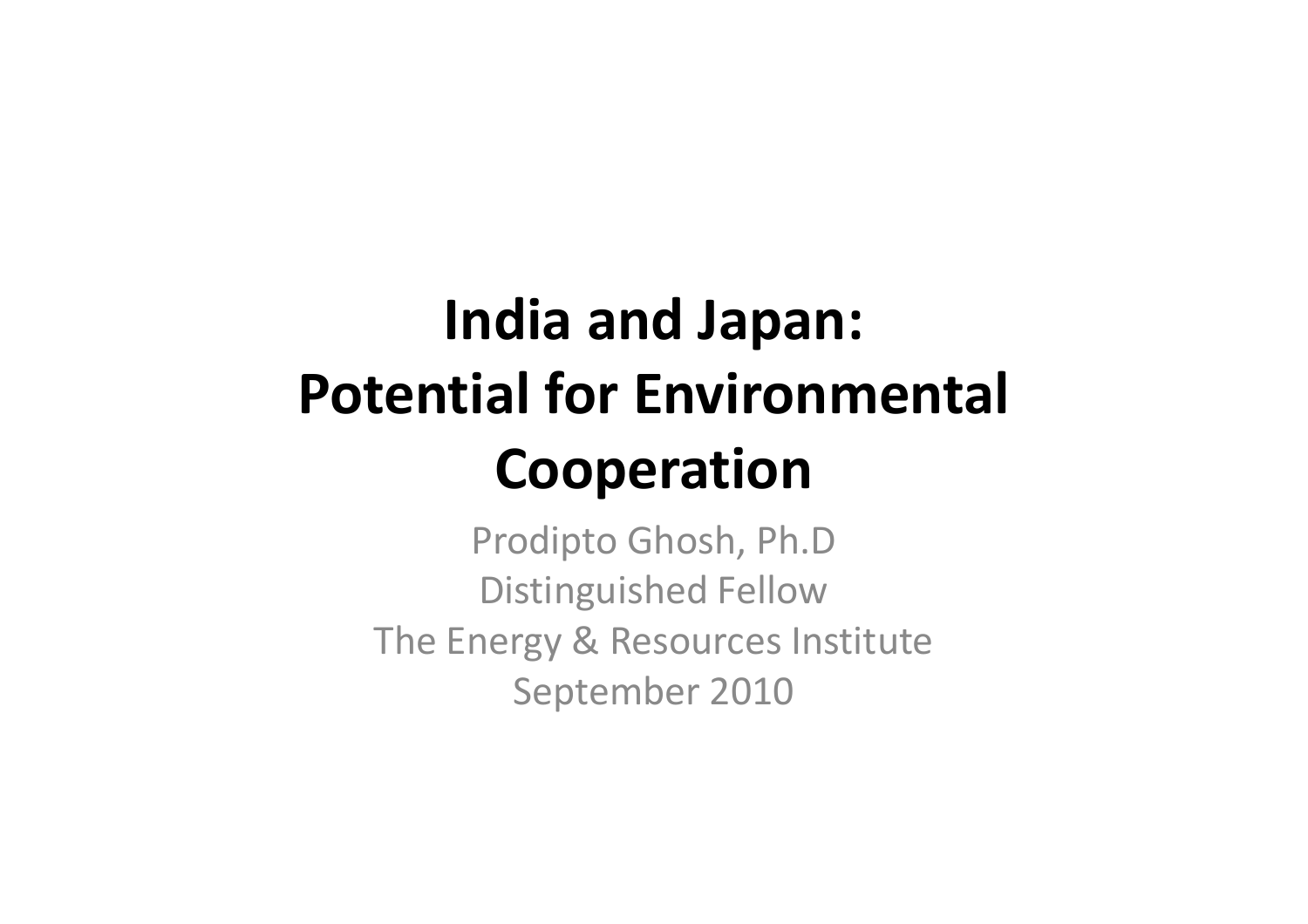# India and Japan: Potential for Environmental Cooperation

Prodipto Ghosh, Ph.D

Distinguished Fellow

The Energy & Resources Institute

September 2010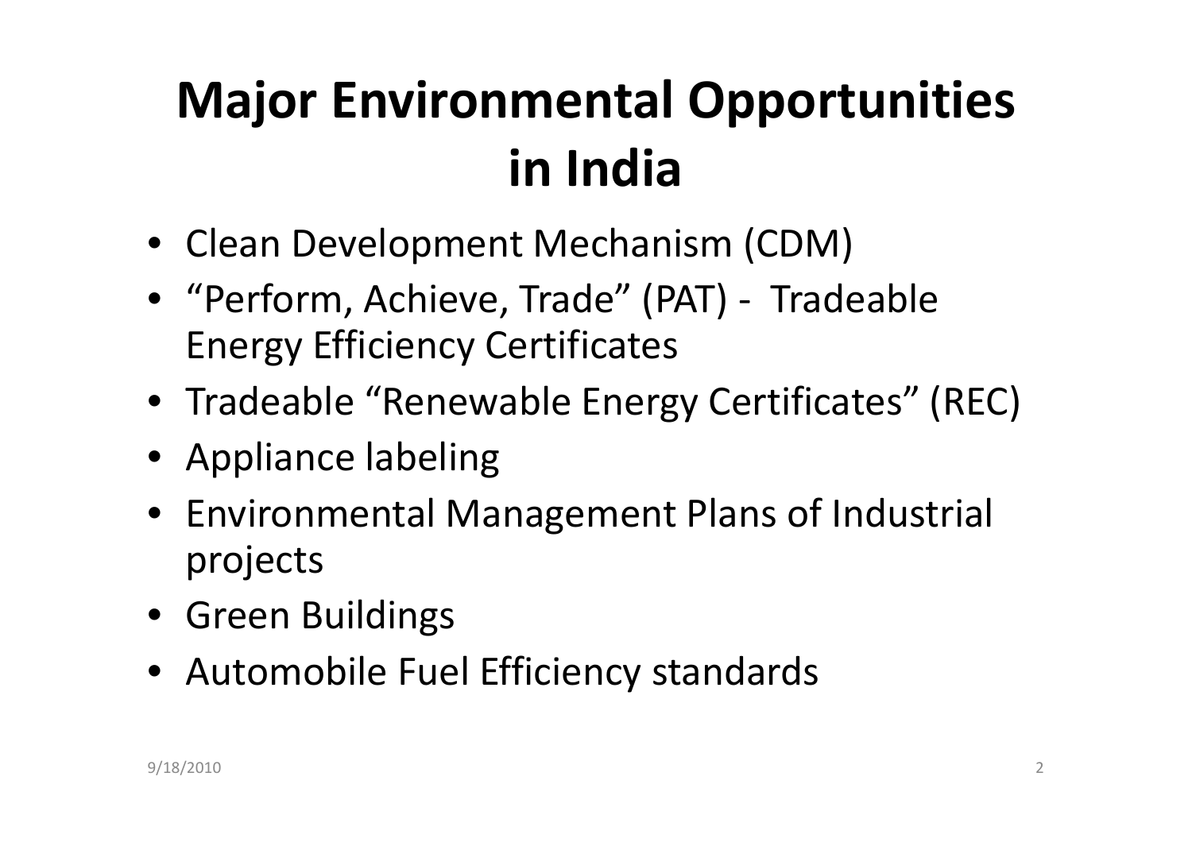# Major Environmental Opportunities in India

- Clean Development Mechanism (CDM)
- “Perform, Achieve, Trade” (PAT) - Tradeable Energy Efficiency Certificates
- Tradeable “Renewable Energy Certificates” (REC)
- Appliance labeling
- Environmental Management Plans of Industrial projects
- Green Buildings
- Automobile Fuel Efficiency standards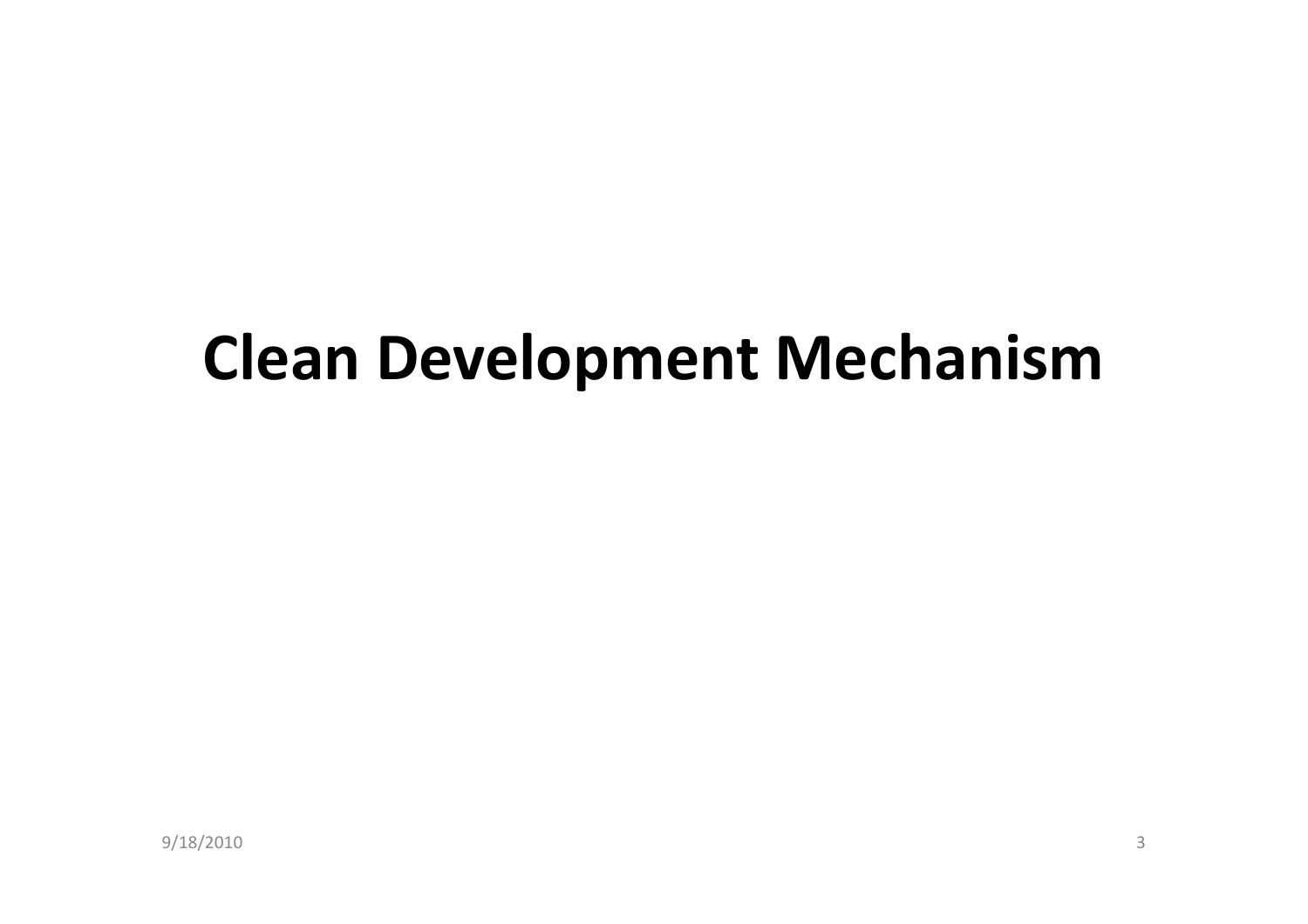# Clean Development Mechanism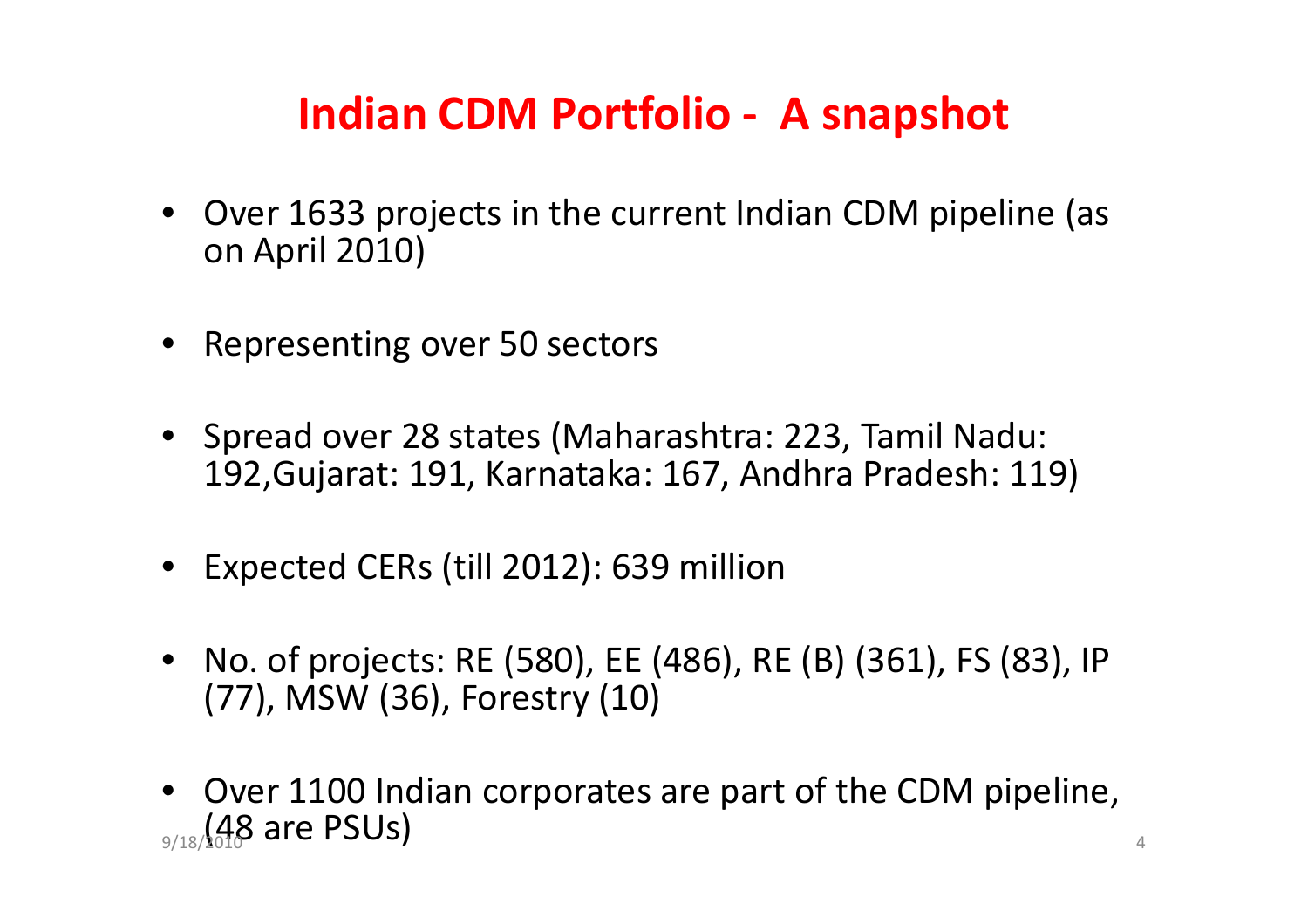# Indian CDM Portfolio - A snapshot

- Over 1633 projects in the current Indian CDM pipeline (as on April 2010)
- Representing over 50 sectors
- Spread over 28 states (Maharashtra: 223, Tamil Nadu: 192,Gujarat: 191, Karnataka: 167, Andhra Pradesh: 119)
- Expected CERs (till 2012): 639 million
- No. of projects: RE (580), EE (486), RE (B) (361), FS (83), IP (77), MSW (36), Forestry (10)
- Over 1100 Indian corporates are part of the CDM pipeline, (48 are PSUs)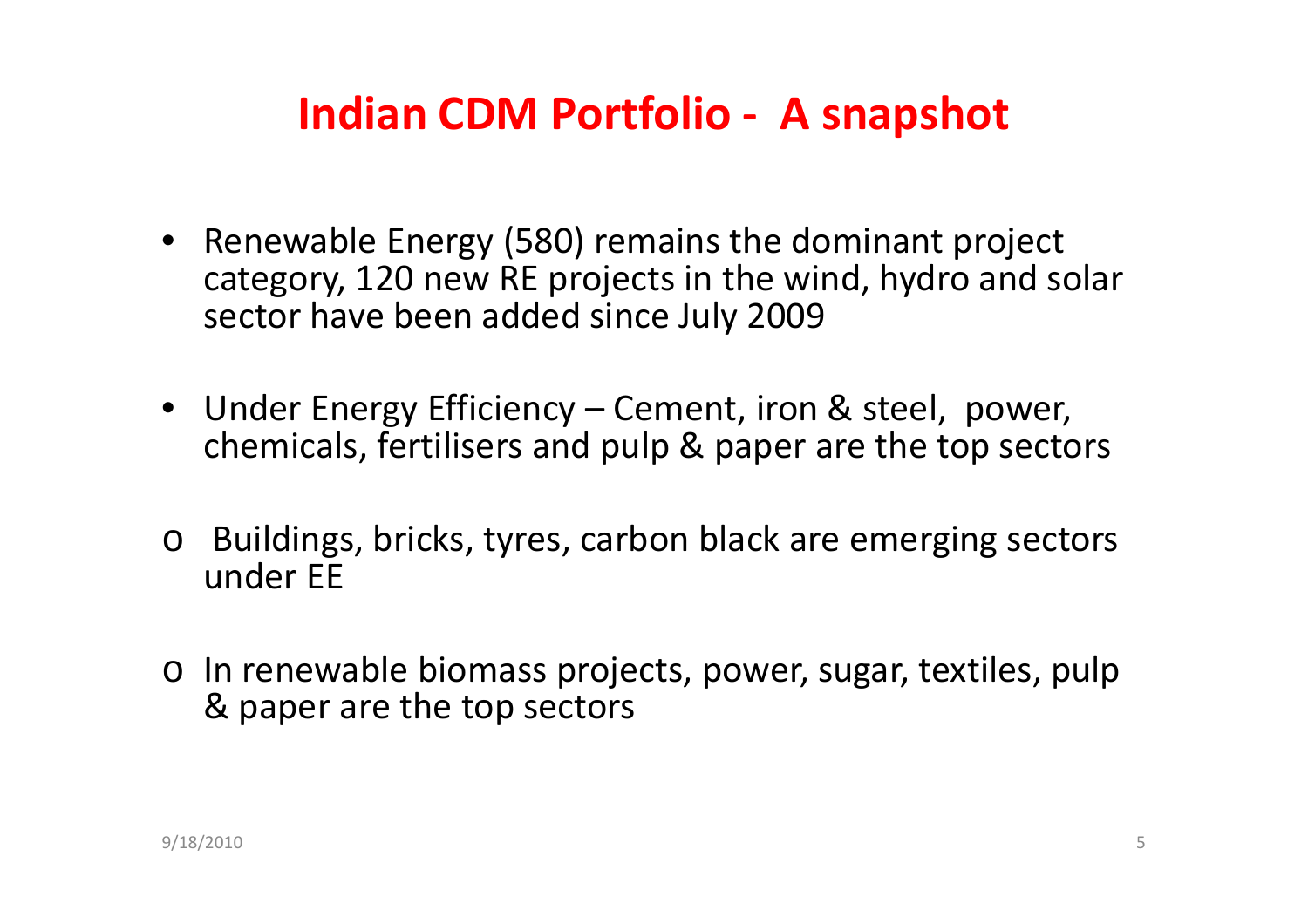# Indian CDM Portfolio - A snapshot

- Renewable Energy (580) remains the dominant project category, 120 new RE projects in the wind, hydro and solar sector have been added since July 2009
- Under Energy Efficiency – Cement, iron & steel, power, chemicals, fertilisers and pulp & paper are the top sectors

  - Buildings, bricks, tyres, carbon black are emerging sectors under EE
  - In renewable biomass projects, power, sugar, textiles, pulp & paper are the top sectors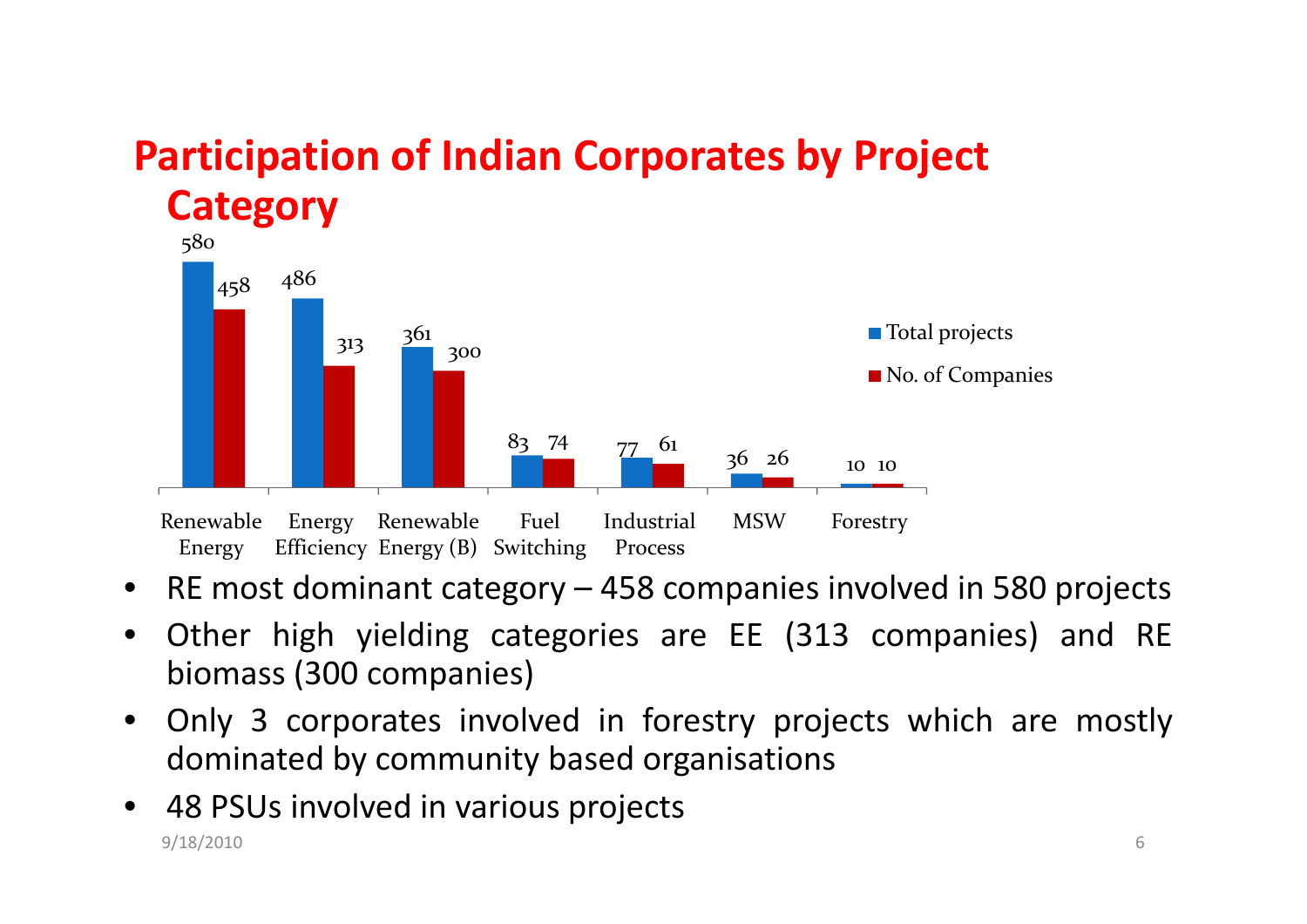## Participation of Indian Corporates by Project Category

| Category | Total projects | No. of Companies |
|---|---|---|
| Renewable Energy | 580 | 458 |
| Energy Efficiency | 486 | 313 |
| Renewable Energy (B) | 361 | 300 |
| Fuel Switching | 83 | 74 |
| Industrial Process | 77 | 61 |
| MSW | 36 | 26 |
| Forestry | 10 | 10 |

- RE most dominant category – 458 companies involved in 580 projects
- Other high yielding categories are EE (313 companies) and RE biomass (300 companies)
- Only 3 corporates involved in forestry projects which are mostly dominated by community based organisations
- 48 PSUs involved in various projects

9/18/2010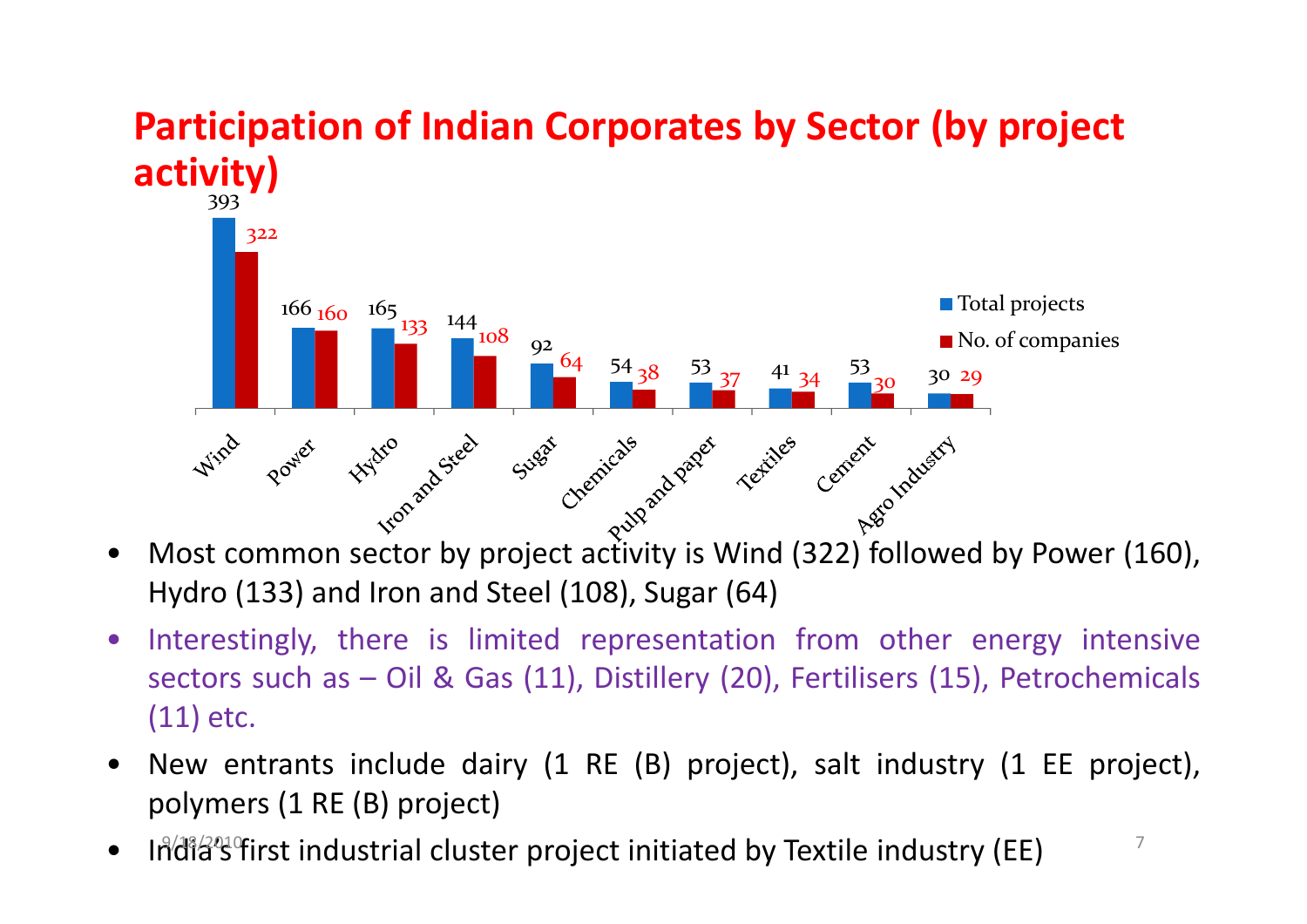## Participation of Indian Corporates by Sector (by project activity)

| Sector | Total projects | No. of companies |
|---|---|---|
| Wind | 393 | 322 |
| Power | 166 | 160 |
| Hydro | 165 | 133 |
| Iron and Steel | 144 | 108 |
| Sugar | 92 | 64 |
| Chemicals | 54 | 38 |
| Pulp and paper | 53 | 37 |
| Textiles | 41 | 34 |
| Cement | 53 | 30 |
| Agro Industry | 30 | 29 |

- Most common sector by project activity is Wind (322) followed by Power (160), Hydro (133) and Iron and Steel (108), Sugar (64)
- Interestingly, there is limited representation from other energy intensive sectors such as – Oil & Gas (11), Distillery (20), Fertilisers (15), Petrochemicals (11) etc.
- New entrants include dairy (1 RE (B) project), salt industry (1 EE project), polymers (1 RE (B) project)
- India's first industrial cluster project initiated by Textile industry (EE)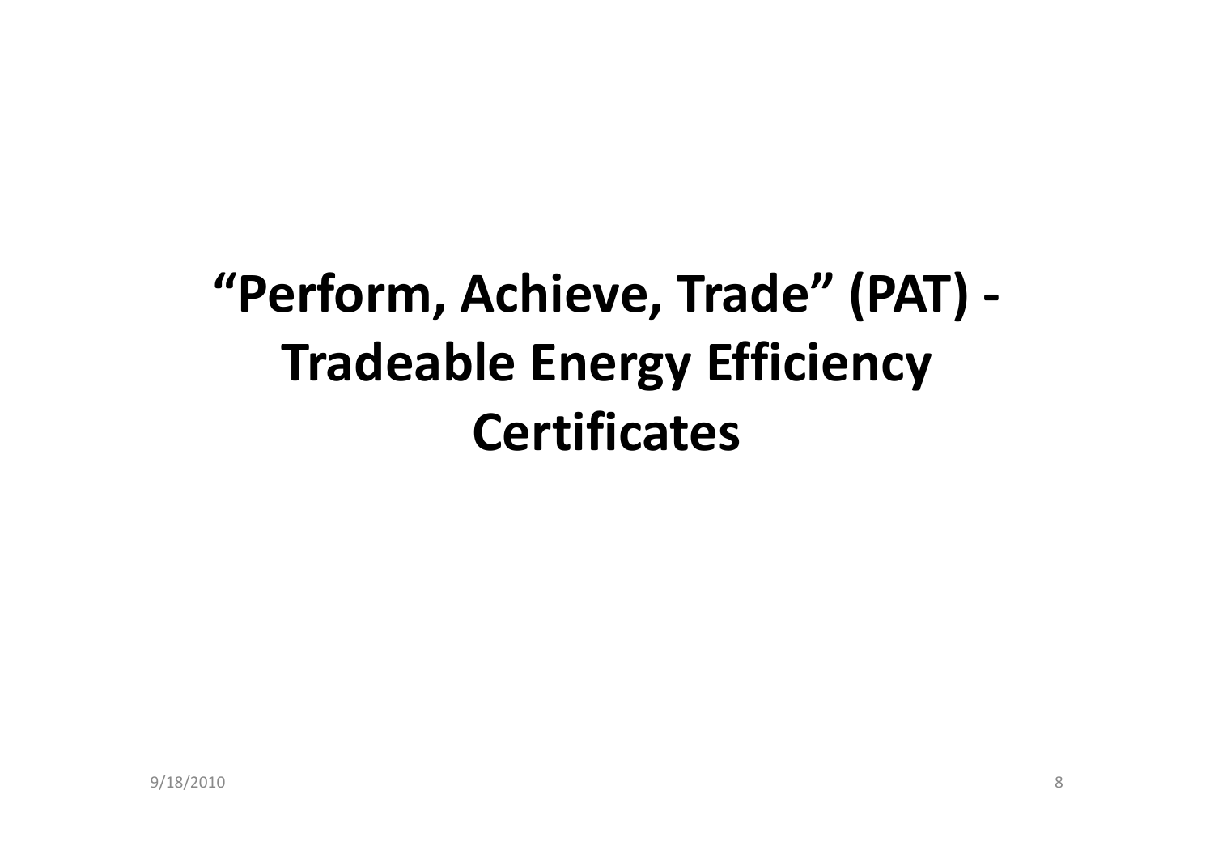# "Perform, Achieve, Trade" (PAT) - Tradeable Energy Efficiency Certificates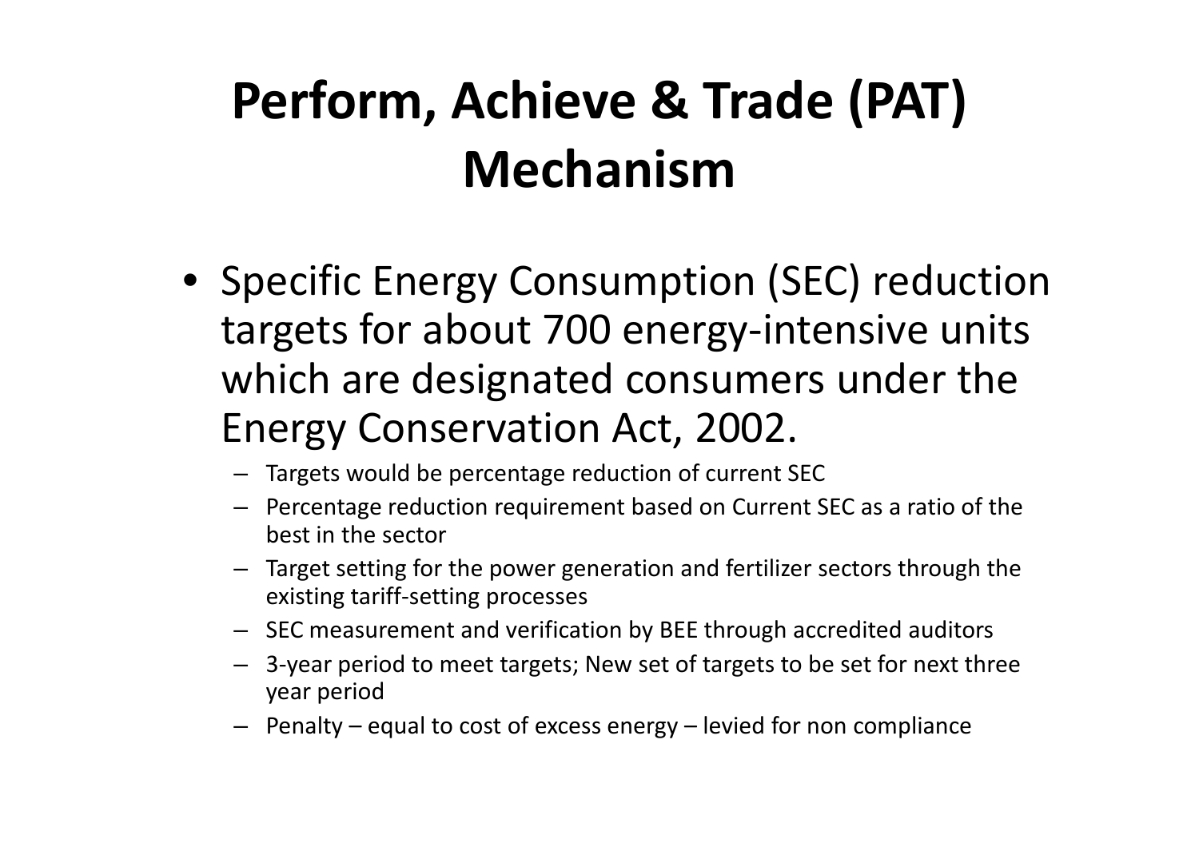# Perform, Achieve & Trade (PAT) Mechanism

- Specific Energy Consumption (SEC) reduction targets for about 700 energy-intensive units which are designated consumers under the Energy Conservation Act, 2002.
  - Targets would be percentage reduction of current SEC
  - Percentage reduction requirement based on Current SEC as a ratio of the best in the sector
  - Target setting for the power generation and fertilizer sectors through the existing tariff-setting processes
  - SEC measurement and verification by BEE through accredited auditors
  - 3-year period to meet targets; New set of targets to be set for next three year period
  - Penalty – equal to cost of excess energy – levied for non compliance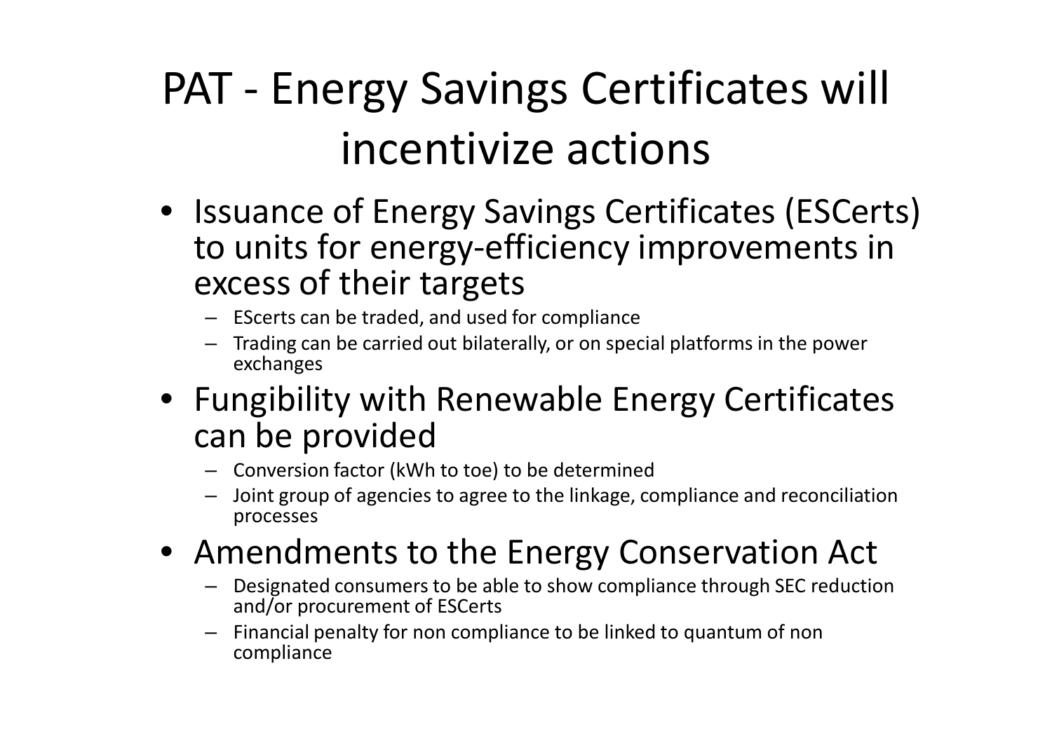# PAT - Energy Savings Certificates will incentivize actions

- Issuance of Energy Savings Certificates (ESCerts) to units for energy-efficiency improvements in excess of their targets
  - EScerts can be traded, and used for compliance
  - Trading can be carried out bilaterally, or on special platforms in the power exchanges
- Fungibility with Renewable Energy Certificates can be provided
  - Conversion factor (kWh to toe) to be determined
  - Joint group of agencies to agree to the linkage, compliance and reconciliation processes
- Amendments to the Energy Conservation Act
  - Designated consumers to be able to show compliance through SEC reduction and/or procurement of ESCerts
  - Financial penalty for non compliance to be linked to quantum of non compliance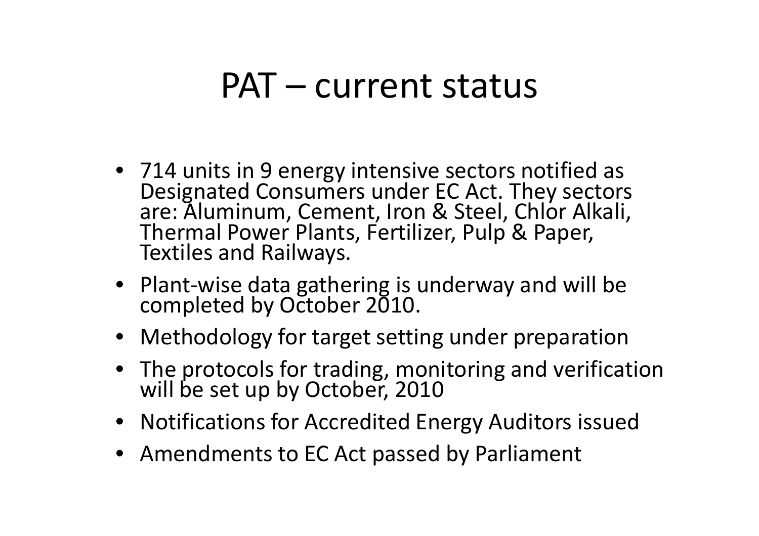# PAT – current status

- 714 units in 9 energy intensive sectors notified as Designated Consumers under EC Act. They sectors are: Aluminum, Cement, Iron & Steel, Chlor Alkali, Thermal Power Plants, Fertilizer, Pulp & Paper, Textiles and Railways.
- Plant-wise data gathering is underway and will be completed by October 2010.
- Methodology for target setting under preparation
- The protocols for trading, monitoring and verification will be set up by October, 2010
- Notifications for Accredited Energy Auditors issued
- Amendments to EC Act passed by Parliament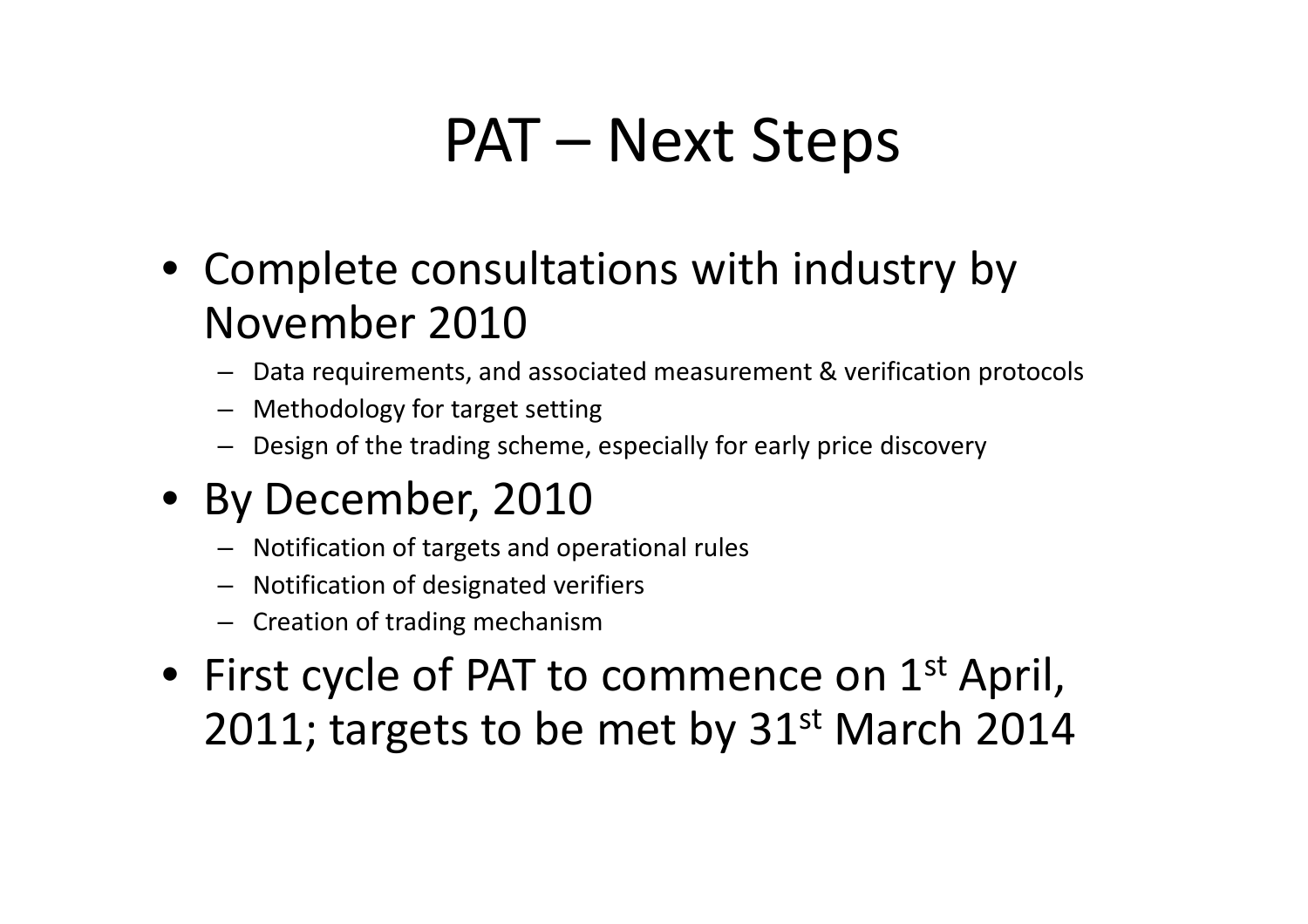# PAT – Next Steps

- Complete consultations with industry by November 2010
  - Data requirements, and associated measurement & verification protocols
  - Methodology for target setting
  - Design of the trading scheme, especially for early price discovery
- By December, 2010
  - Notification of targets and operational rules
  - Notification of designated verifiers
  - Creation of trading mechanism
- First cycle of PAT to commence on 1st April, 2011; targets to be met by 31st March 2014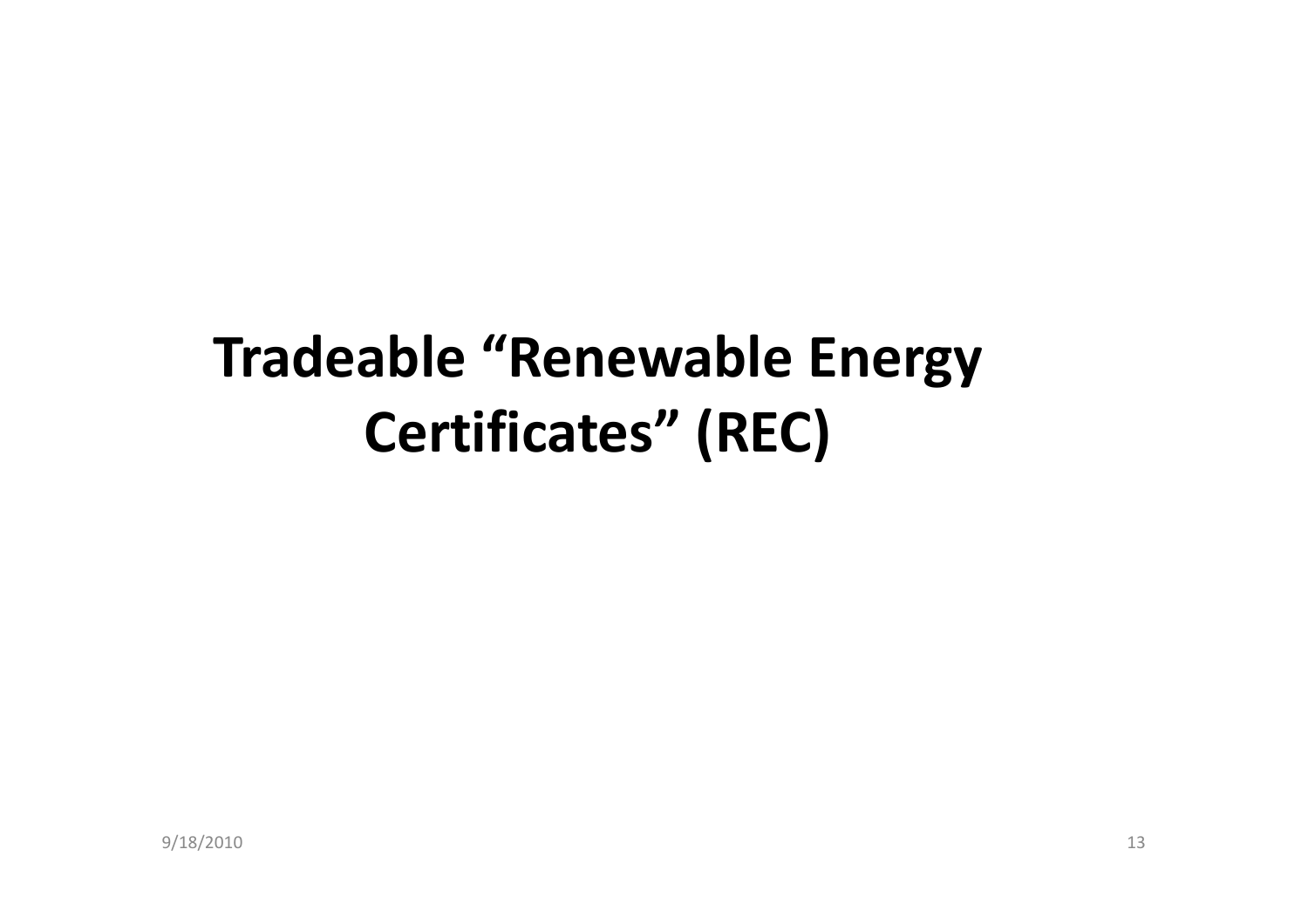# Tradeable "Renewable Energy Certificates" (REC)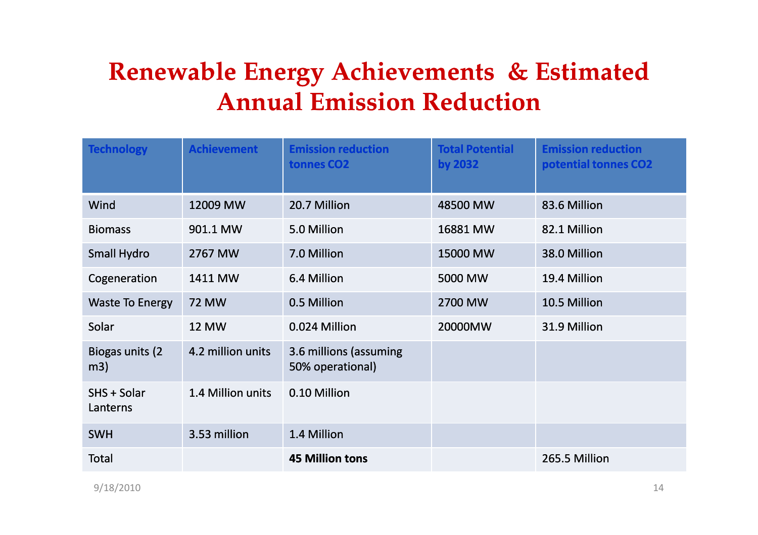# Renewable Energy Achievements & Estimated Annual Emission Reduction

| Technology | Achievement | Emission reduction tonnes CO2 | Total Potential by 2032 | Emission reduction potential tonnes CO2 |
|---|---|---|---|---|
| Wind | 12009 MW | 20.7 Million | 48500 MW | 83.6 Million |
| Biomass | 901.1 MW | 5.0 Million | 16881 MW | 82.1 Million |
| Small Hydro | 2767 MW | 7.0 Million | 15000 MW | 38.0 Million |
| Cogeneration | 1411 MW | 6.4 Million | 5000 MW | 19.4 Million |
| Waste To Energy | 72 MW | 0.5 Million | 2700 MW | 10.5 Million |
| Solar | 12 MW | 0.024 Million | 20000MW | 31.9 Million |
| Biogas units (2 m3) | 4.2 million units | 3.6 millions (assuming 50% operational) | | |
| SHS + Solar Lanterns | 1.4 Million units | 0.10 Million | | |
| SWH | 3.53 million | 1.4 Million | | |
| Total | | **45 Million tons** | | 265.5 Million |

9/18/2010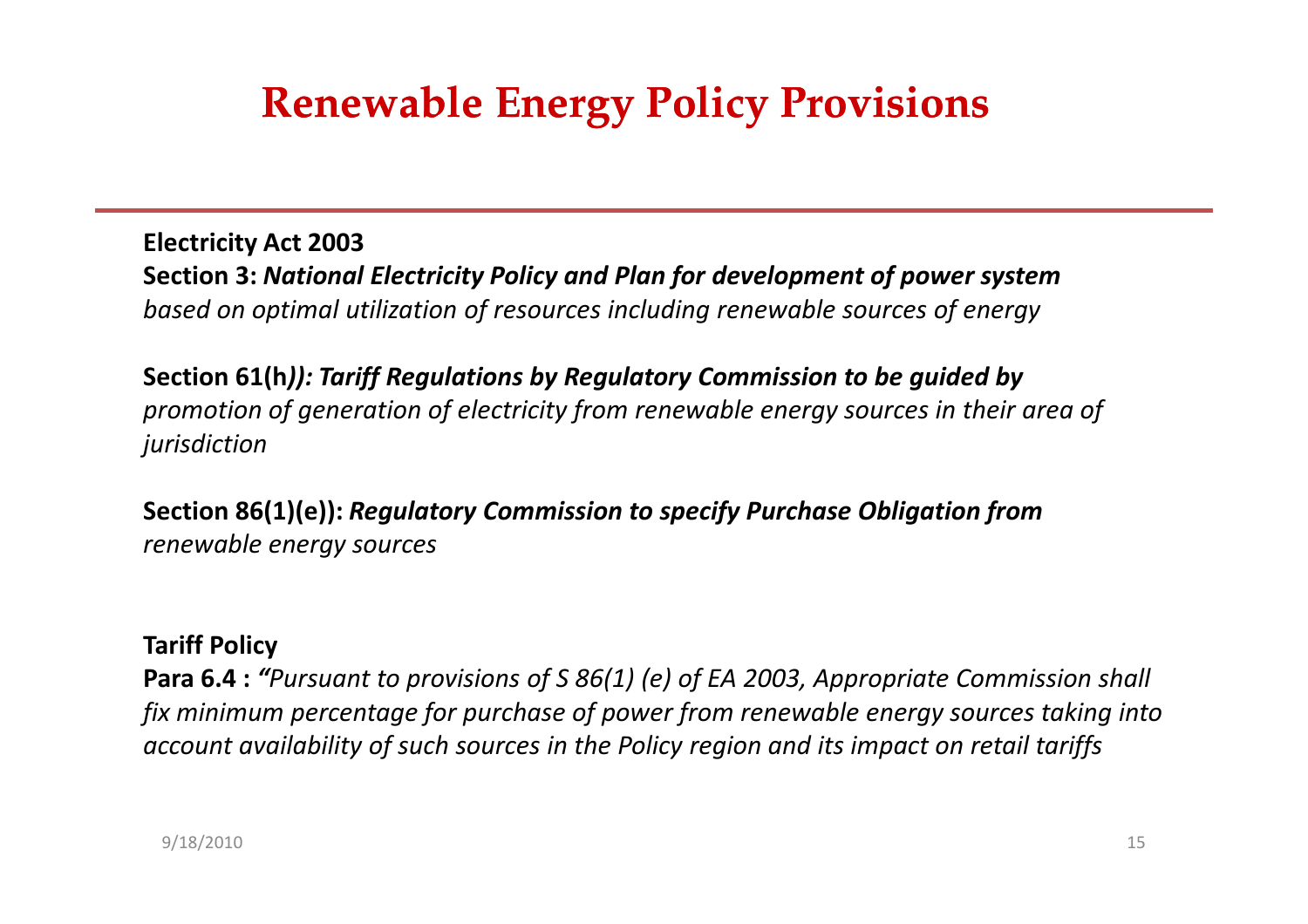# Renewable Energy Policy Provisions

**Electricity Act 2003**

**Section 3:** ***National Electricity Policy and Plan for development of power system*** *based on optimal utilization of resources including renewable sources of energy*

**Section 61(h*)): Tariff Regulations by Regulatory Commission to be guided by*** *promotion of generation of electricity from renewable energy sources in their area of jurisdiction*

**Section 86(1)(e)):** ***Regulatory Commission to specify Purchase Obligation from*** *renewable energy sources*

**Tariff Policy**

**Para 6.4 :** ***"****Pursuant to provisions of S 86(1) (e) of EA 2003, Appropriate Commission shall fix minimum percentage for purchase of power from renewable energy sources taking into account availability of such sources in the Policy region and its impact on retail tariffs*

9/18/2010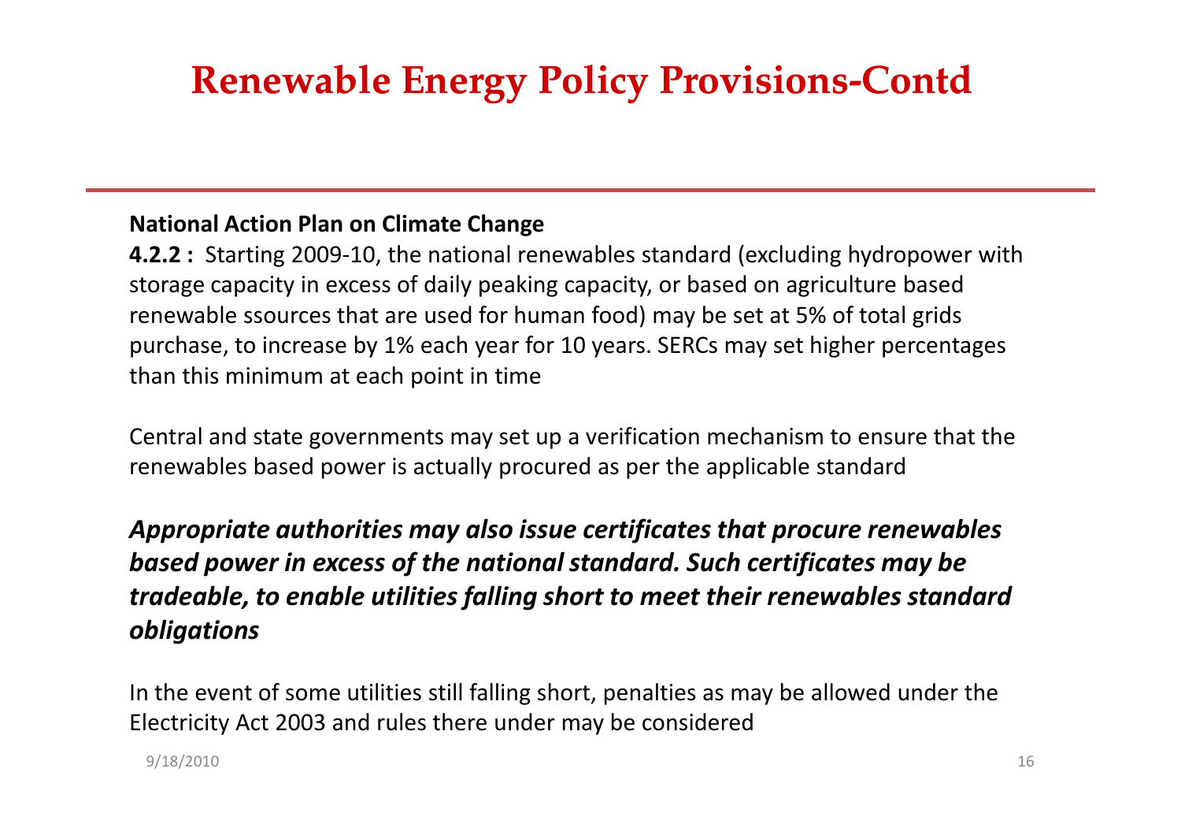# Renewable Energy Policy Provisions-Contd

**National Action Plan on Climate Change**

**4.2.2 :** Starting 2009-10, the national renewables standard (excluding hydropower with storage capacity in excess of daily peaking capacity, or based on agriculture based renewable ssources that are used for human food) may be set at 5% of total grids purchase, to increase by 1% each year for 10 years. SERCs may set higher percentages than this minimum at each point in time

Central and state governments may set up a verification mechanism to ensure that the renewables based power is actually procured as per the applicable standard

***Appropriate authorities may also issue certificates that procure renewables based power in excess of the national standard. Such certificates may be tradeable, to enable utilities falling short to meet their renewables standard obligations***

In the event of some utilities still falling short, penalties as may be allowed under the Electricity Act 2003 and rules there under may be considered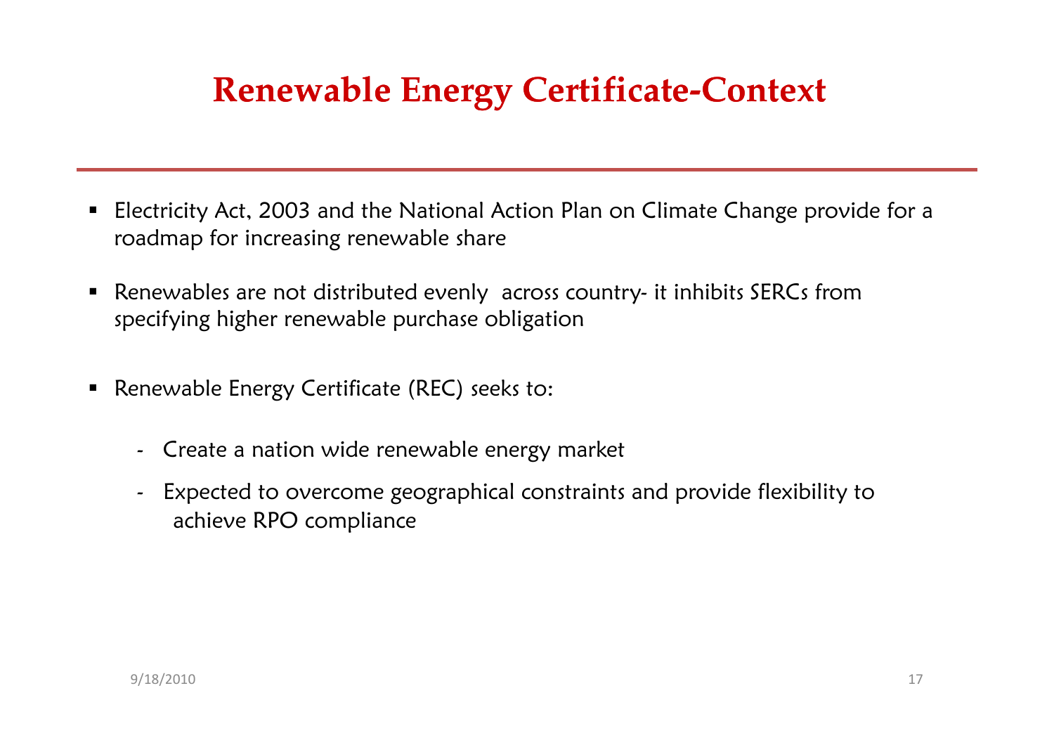# Renewable Energy Certificate-Context

- Electricity Act, 2003 and the National Action Plan on Climate Change provide for a roadmap for increasing renewable share
- Renewables are not distributed evenly across country- it inhibits SERCs from specifying higher renewable purchase obligation
- Renewable Energy Certificate (REC) seeks to:
  - Create a nation wide renewable energy market
  - Expected to overcome geographical constraints and provide flexibility to achieve RPO compliance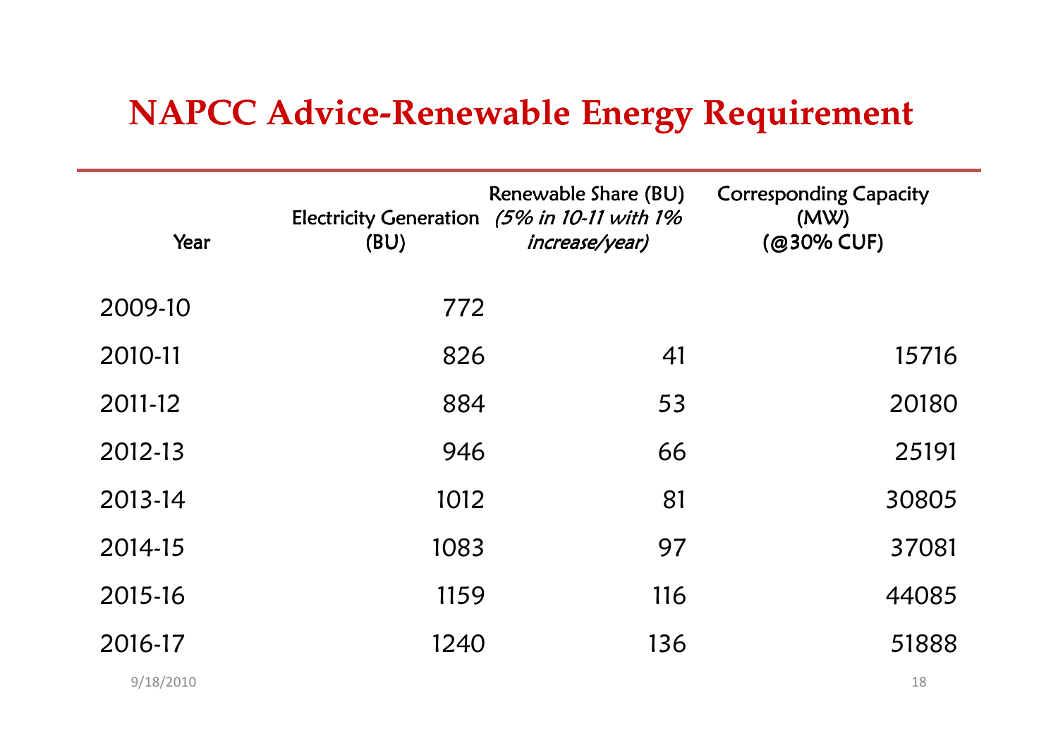# NAPCC Advice-Renewable Energy Requirement

| Year | Electricity Generation (BU) | Renewable Share (BU) *(5% in 10-11 with 1% increase/year)* | Corresponding Capacity (MW) (@30% CUF) |
|---|---|---|---|
| 2009-10 | 772 | | |
| 2010-11 | 826 | 41 | 15716 |
| 2011-12 | 884 | 53 | 20180 |
| 2012-13 | 946 | 66 | 25191 |
| 2013-14 | 1012 | 81 | 30805 |
| 2014-15 | 1083 | 97 | 37081 |
| 2015-16 | 1159 | 116 | 44085 |
| 2016-17 | 1240 | 136 | 51888 |

9/18/2010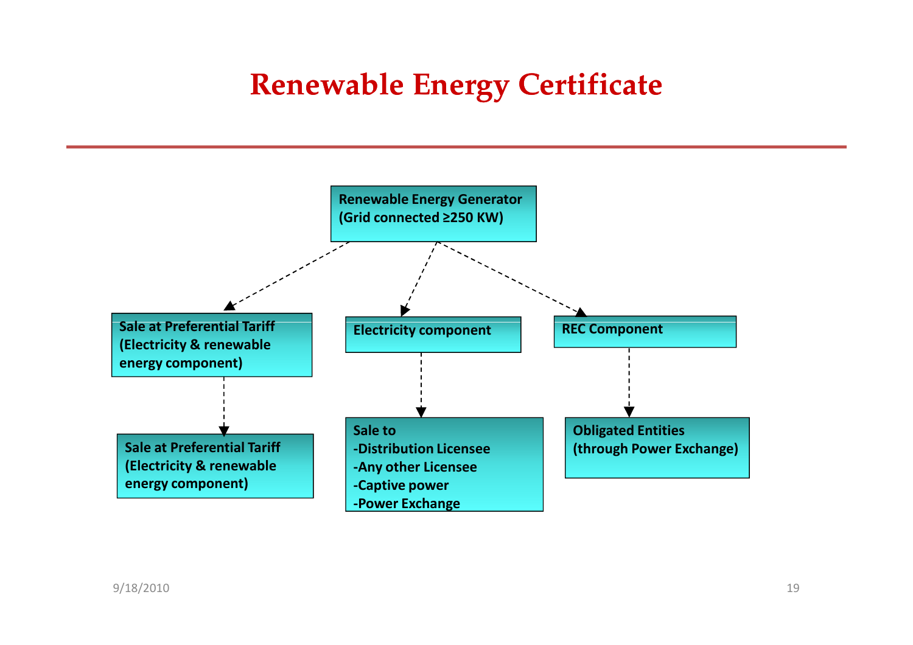# Renewable Energy Certificate

**Renewable Energy Generator (Grid connected ≥250 KW)**

- **Sale at Preferential Tariff (Electricity & renewable energy component)**
  - **Sale at Preferential Tariff (Electricity & renewable energy component)**
- **Electricity component**
  - **Sale to**
    - **-Distribution Licensee**
    - **-Any other Licensee**
    - **-Captive power**
    - **-Power Exchange**
- **REC Component**
  - **Obligated Entities (through Power Exchange)**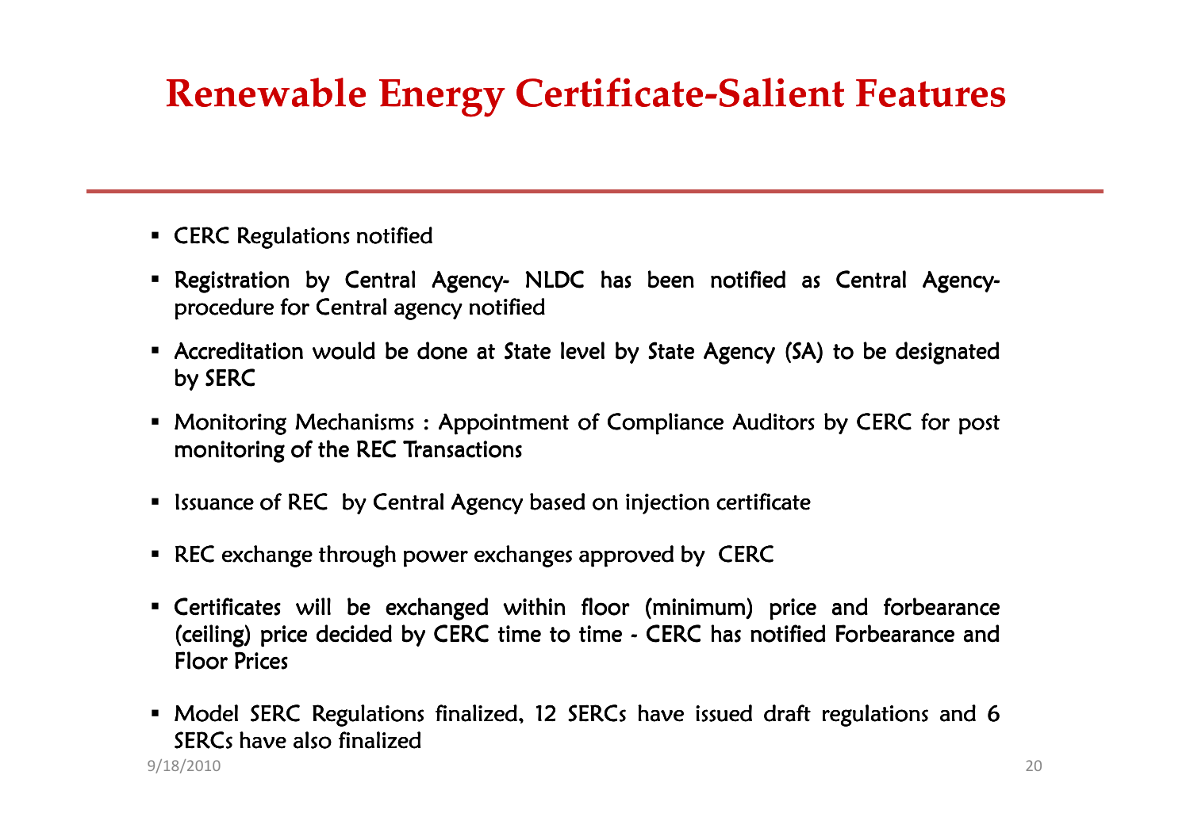# Renewable Energy Certificate-Salient Features

- CERC Regulations notified
- Registration by Central Agency- NLDC has been notified as Central Agency-procedure for Central agency notified
- Accreditation would be done at State level by State Agency (SA) to be designated by SERC
- Monitoring Mechanisms : Appointment of Compliance Auditors by CERC for post monitoring of the REC Transactions
- Issuance of REC by Central Agency based on injection certificate
- REC exchange through power exchanges approved by CERC
- Certificates will be exchanged within floor (minimum) price and forbearance (ceiling) price decided by CERC time to time - CERC has notified Forbearance and Floor Prices
- Model SERC Regulations finalized, 12 SERCs have issued draft regulations and 6 SERCs have also finalized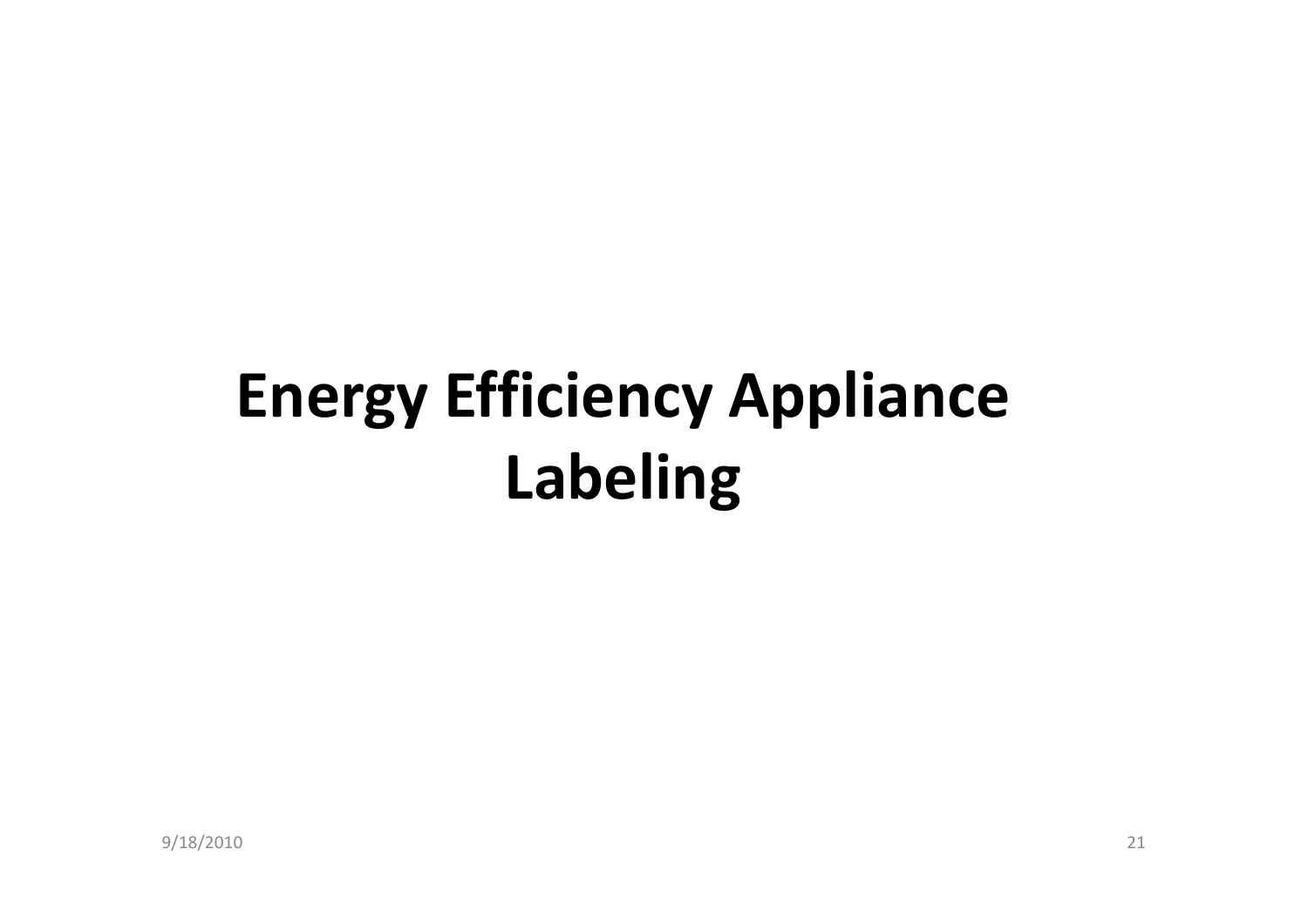# Energy Efficiency Appliance Labeling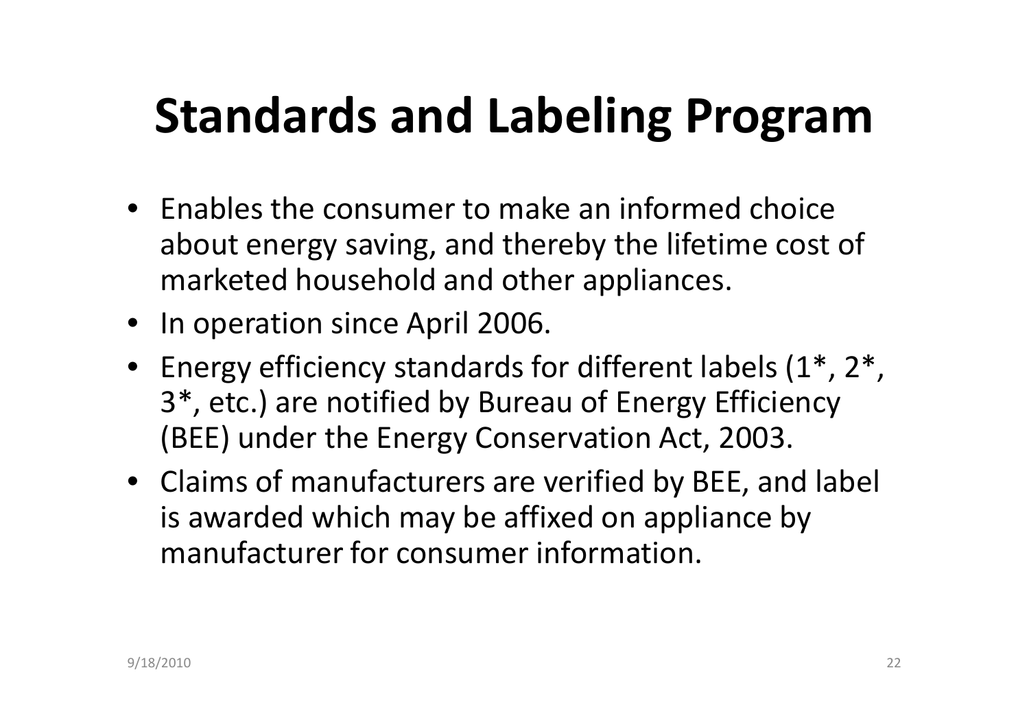# Standards and Labeling Program

- Enables the consumer to make an informed choice about energy saving, and thereby the lifetime cost of marketed household and other appliances.
- In operation since April 2006.
- Energy efficiency standards for different labels (1*, 2*, 3*, etc.) are notified by Bureau of Energy Efficiency (BEE) under the Energy Conservation Act, 2003.
- Claims of manufacturers are verified by BEE, and label is awarded which may be affixed on appliance by manufacturer for consumer information.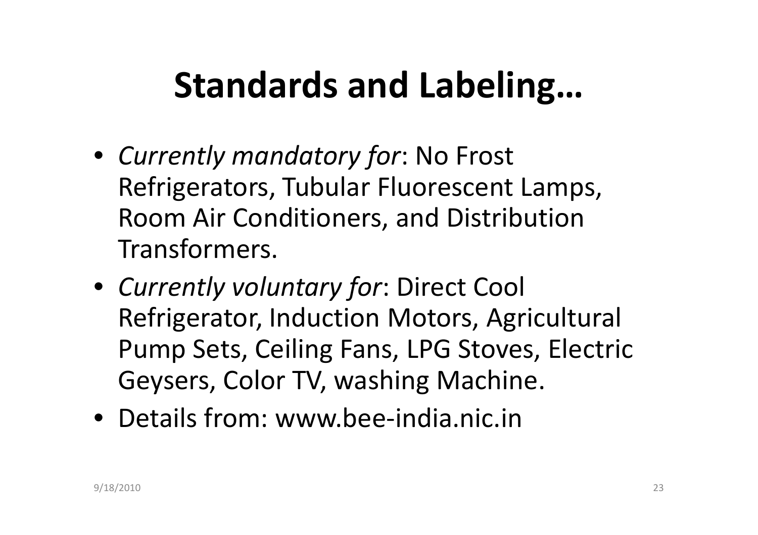# Standards and Labeling…

- *Currently mandatory for*: No Frost Refrigerators, Tubular Fluorescent Lamps, Room Air Conditioners, and Distribution Transformers.
- *Currently voluntary for*: Direct Cool Refrigerator, Induction Motors, Agricultural Pump Sets, Ceiling Fans, LPG Stoves, Electric Geysers, Color TV, washing Machine.
- Details from: www.bee-india.nic.in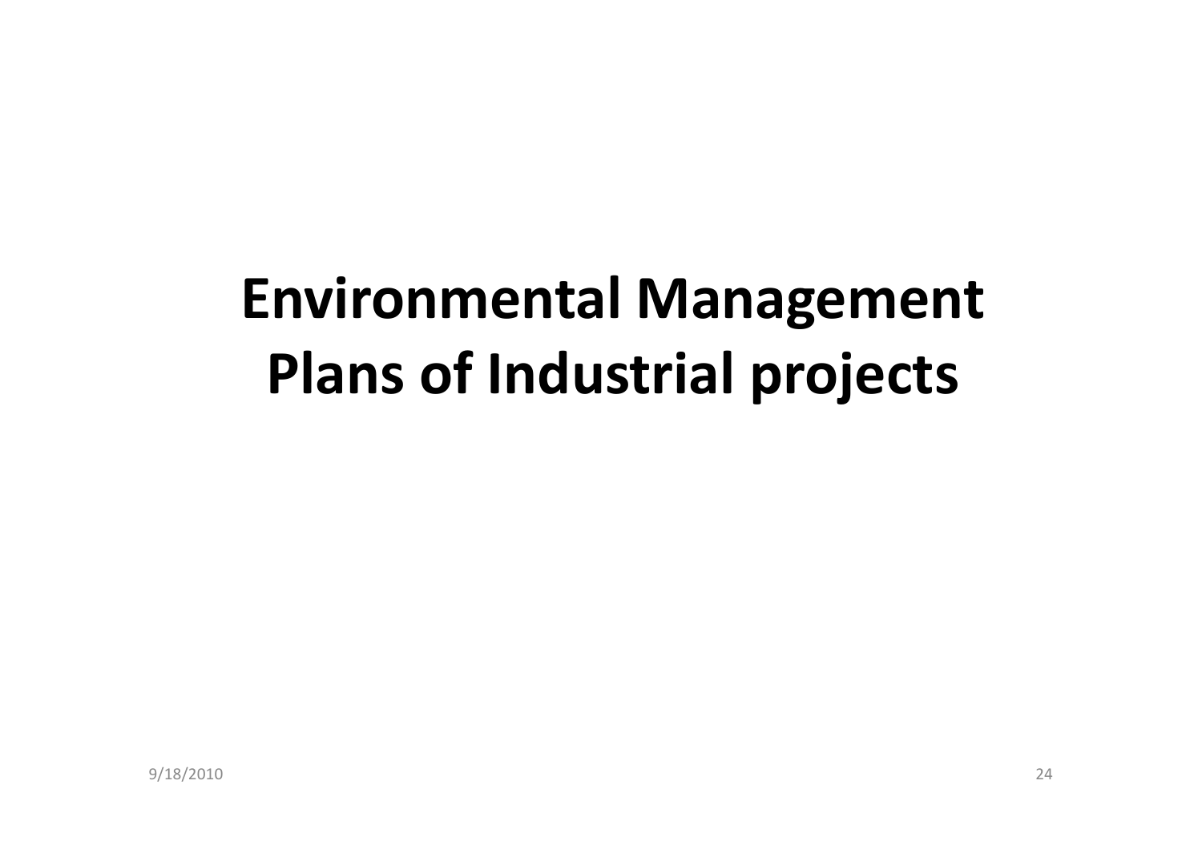# Environmental Management Plans of Industrial projects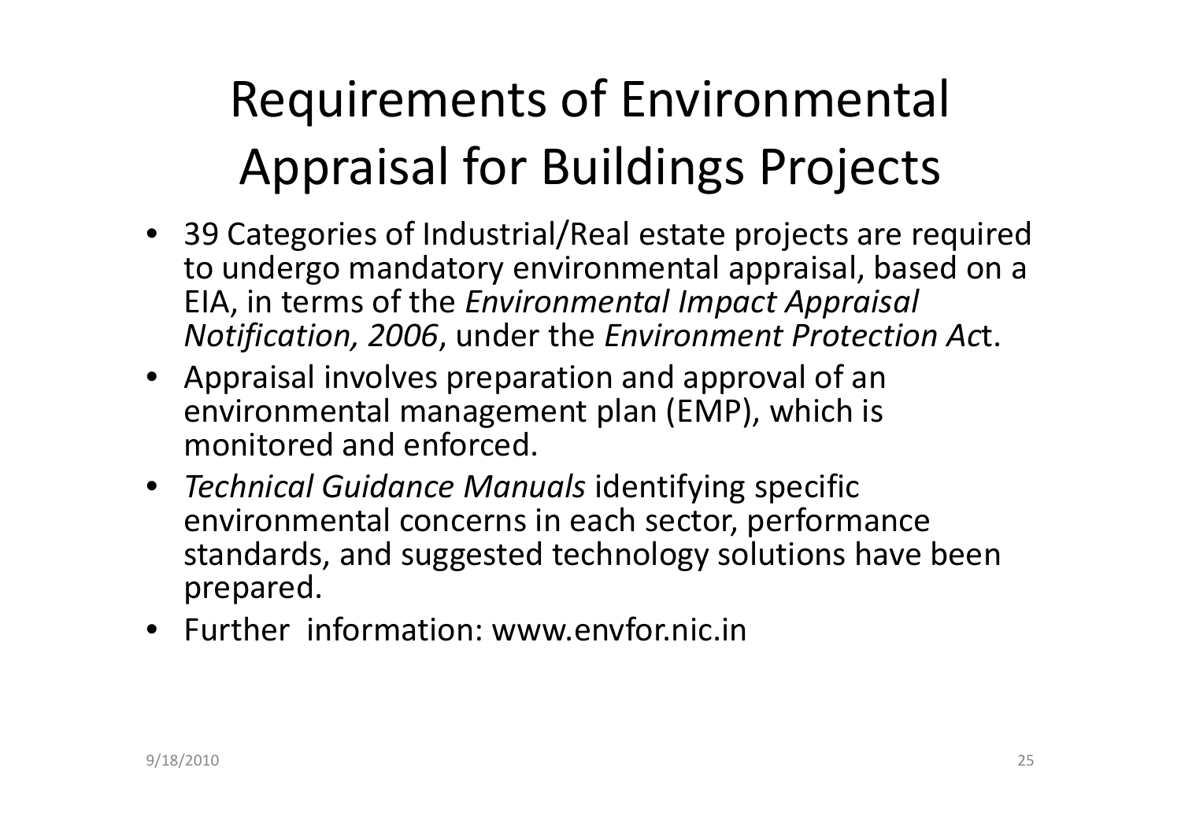# Requirements of Environmental Appraisal for Buildings Projects

- 39 Categories of Industrial/Real estate projects are required to undergo mandatory environmental appraisal, based on a EIA, in terms of the *Environmental Impact Appraisal Notification, 2006*, under the *Environment Protection Ac*t.
- Appraisal involves preparation and approval of an environmental management plan (EMP), which is monitored and enforced.
- *Technical Guidance Manuals* identifying specific environmental concerns in each sector, performance standards, and suggested technology solutions have been prepared.
- Further information: www.envfor.nic.in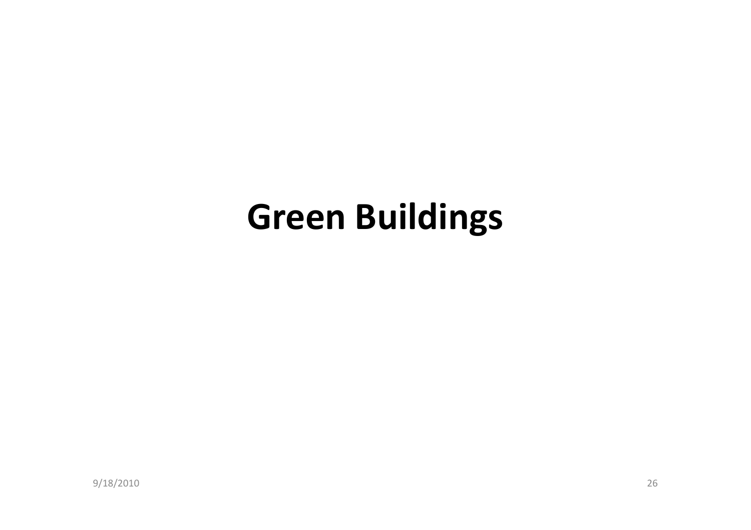# Green Buildings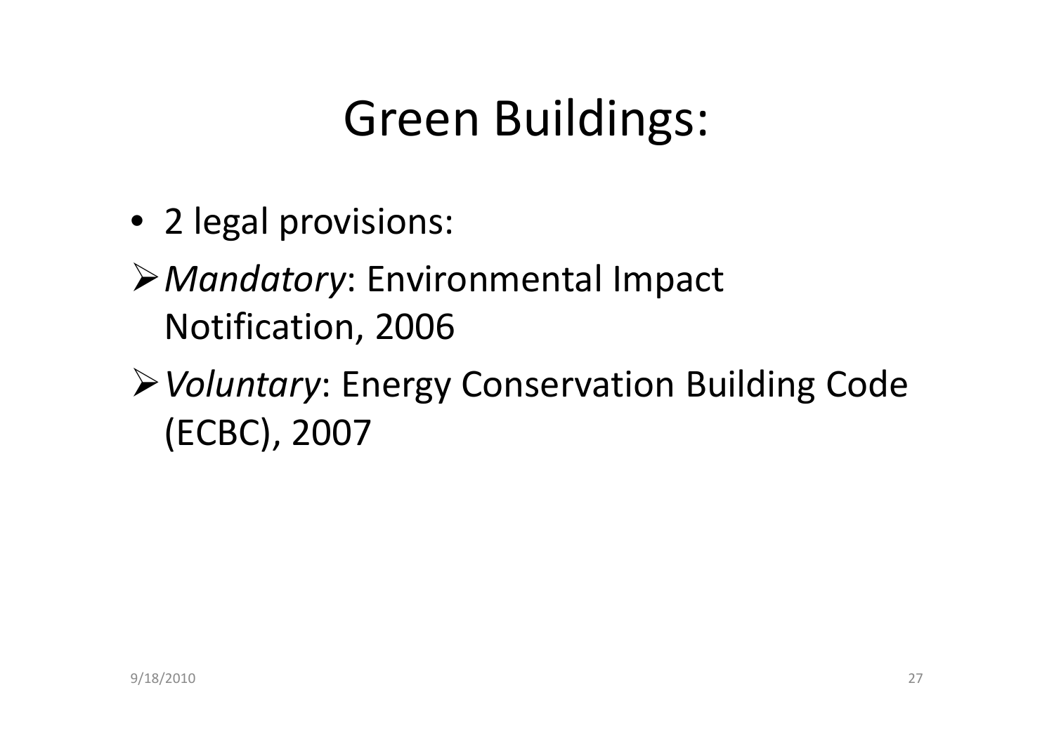# Green Buildings:

- 2 legal provisions:
  - *Mandatory*: Environmental Impact Notification, 2006
  - *Voluntary*: Energy Conservation Building Code (ECBC), 2007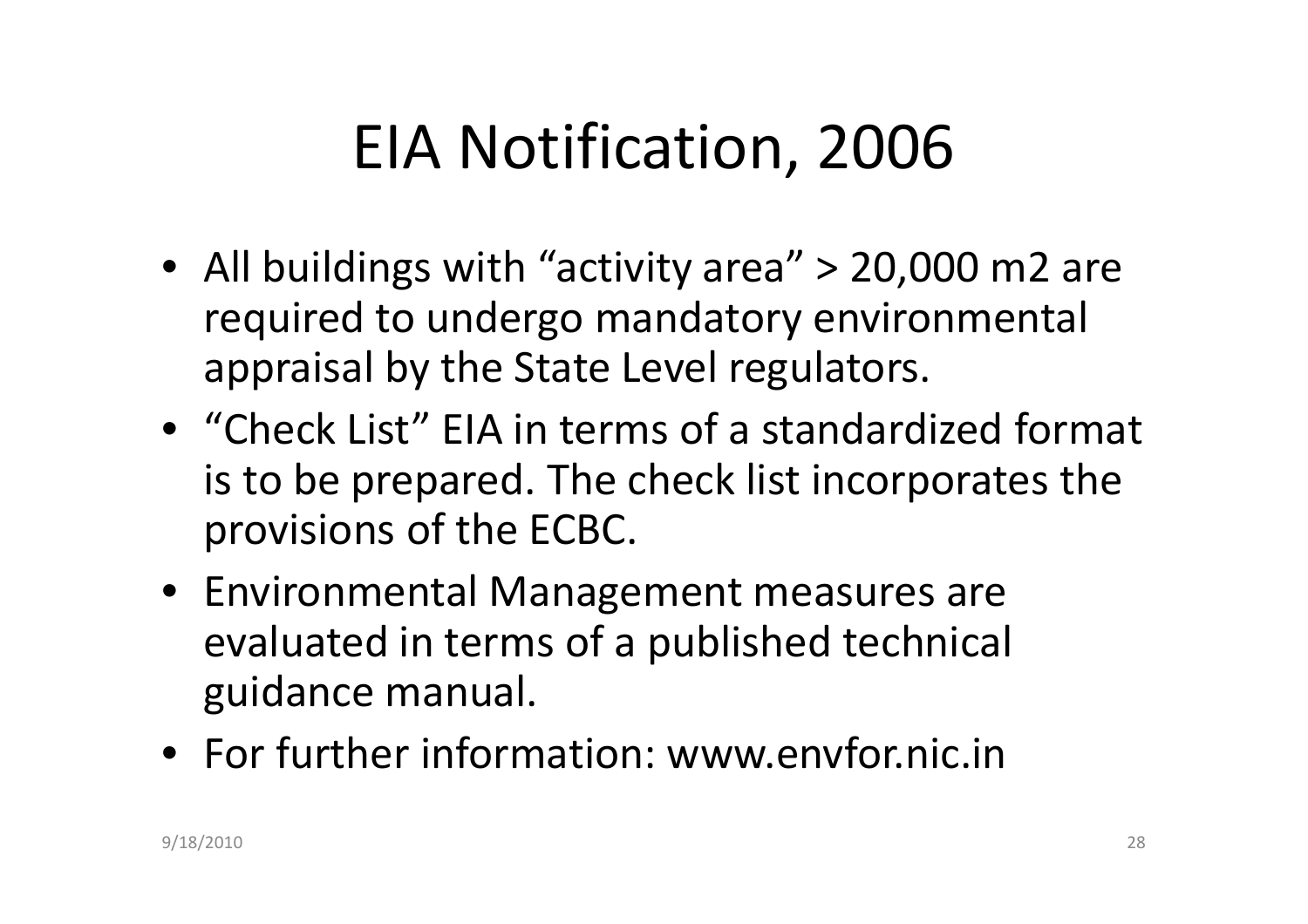# EIA Notification, 2006

- All buildings with “activity area” > 20,000 m2 are required to undergo mandatory environmental appraisal by the State Level regulators.
- “Check List” EIA in terms of a standardized format is to be prepared. The check list incorporates the provisions of the ECBC.
- Environmental Management measures are evaluated in terms of a published technical guidance manual.
- For further information: www.envfor.nic.in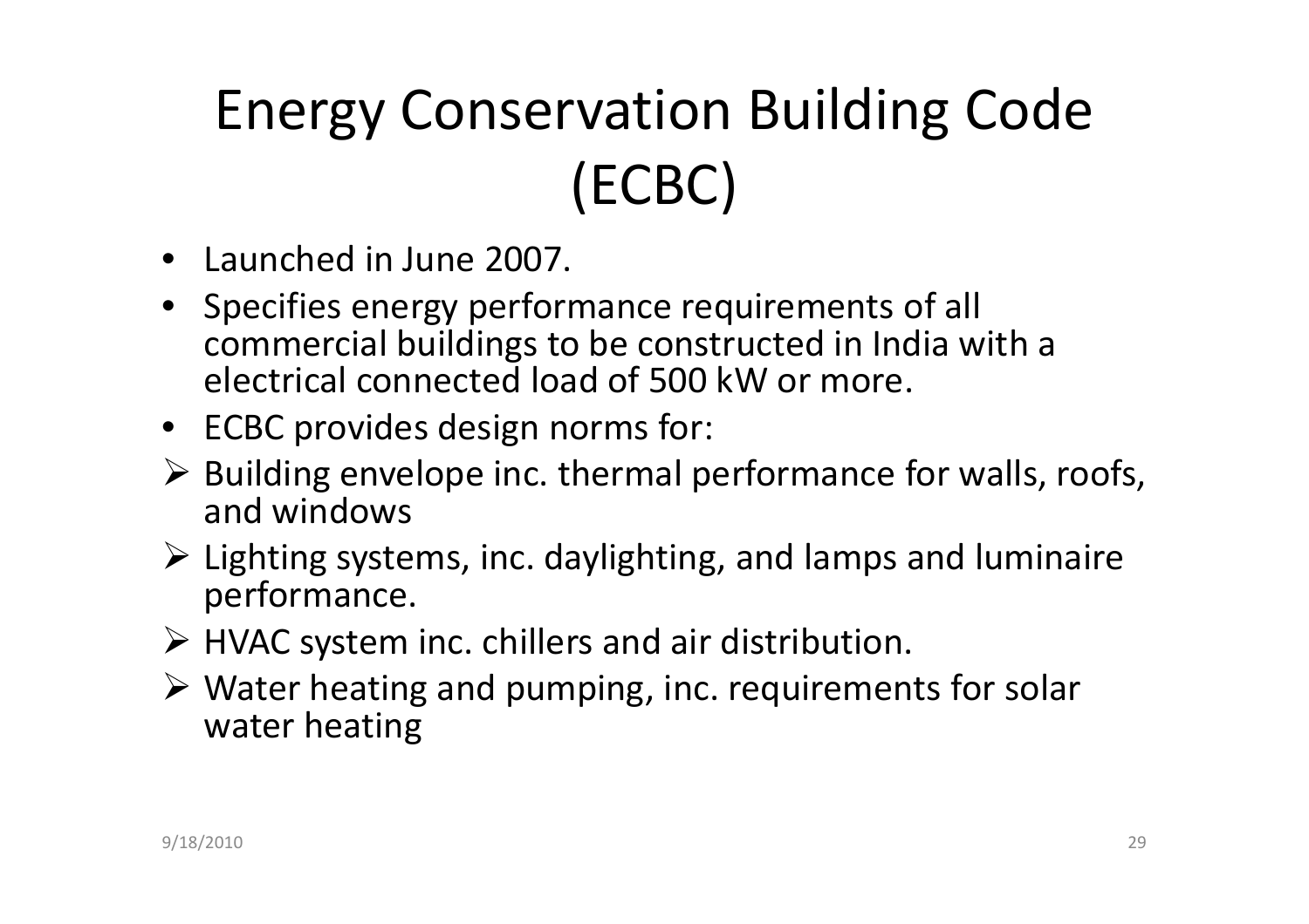# Energy Conservation Building Code (ECBC)

- Launched in June 2007.
- Specifies energy performance requirements of all commercial buildings to be constructed in India with a electrical connected load of 500 kW or more.
- ECBC provides design norms for:
  - Building envelope inc. thermal performance for walls, roofs, and windows
  - Lighting systems, inc. daylighting, and lamps and luminaire performance.
  - HVAC system inc. chillers and air distribution.
  - Water heating and pumping, inc. requirements for solar water heating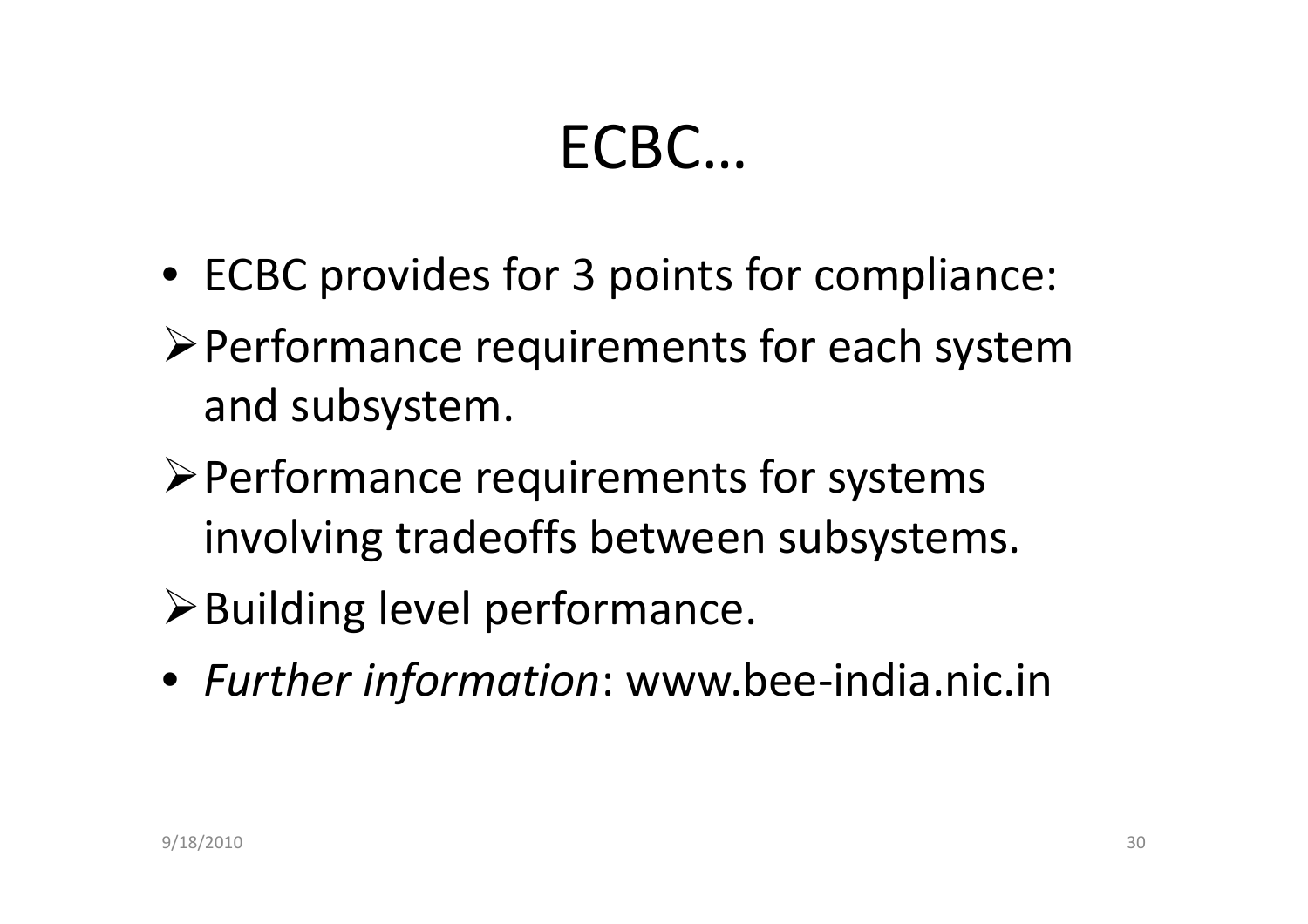# ECBC…

- ECBC provides for 3 points for compliance:
  - Performance requirements for each system and subsystem.
  - Performance requirements for systems involving tradeoffs between subsystems.
  - Building level performance.
- *Further information*: www.bee-india.nic.in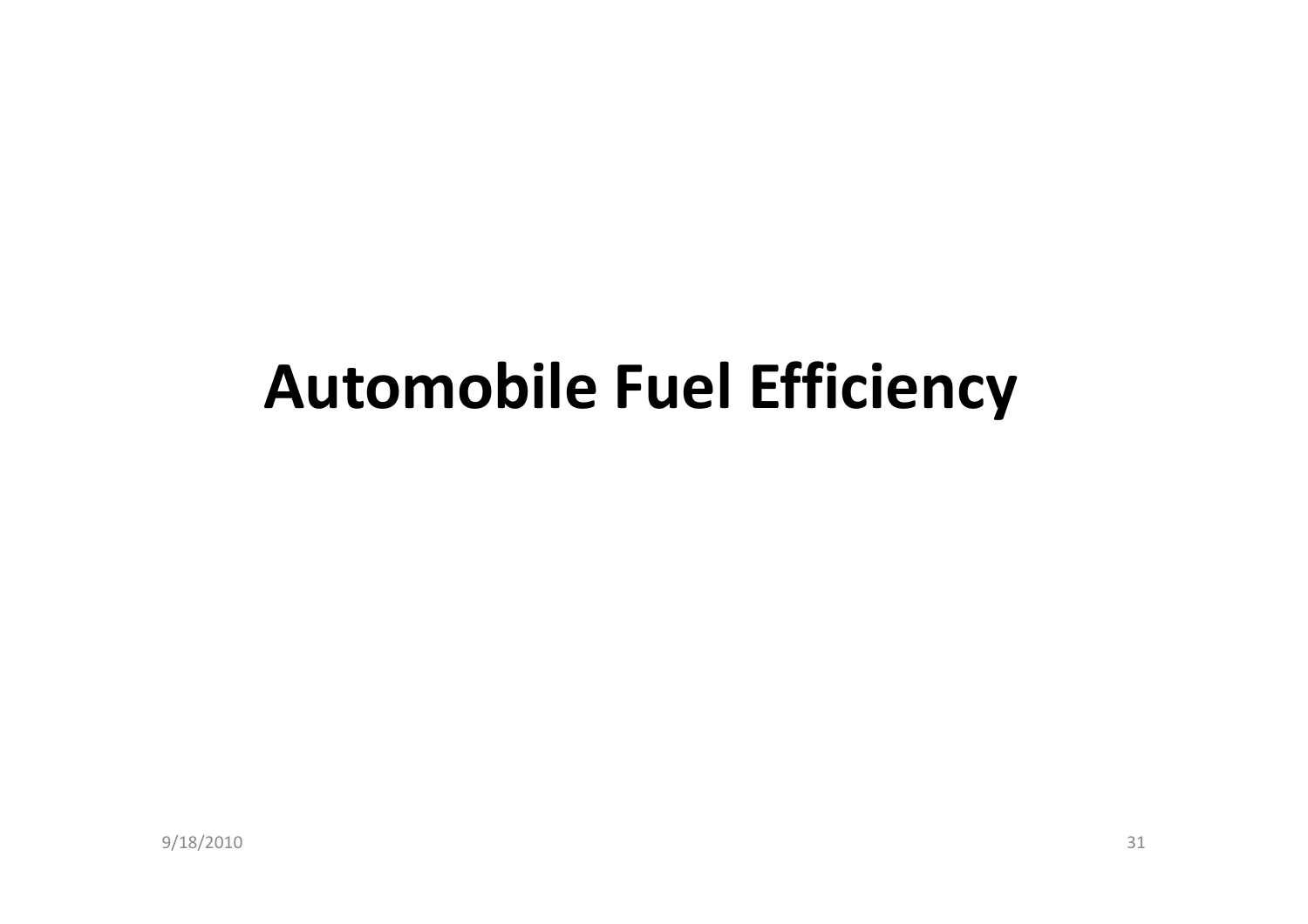# Automobile Fuel Efficiency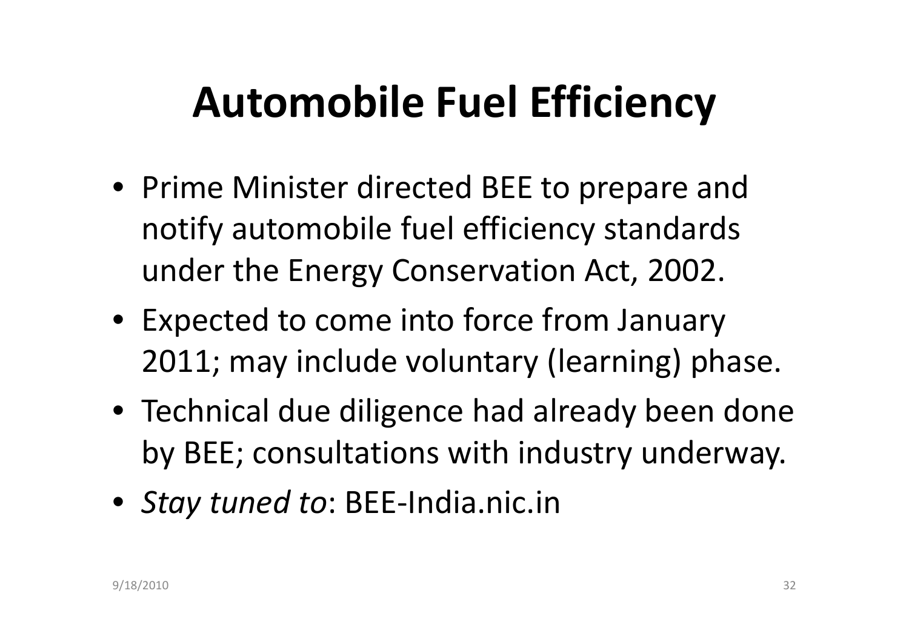# Automobile Fuel Efficiency

- Prime Minister directed BEE to prepare and notify automobile fuel efficiency standards under the Energy Conservation Act, 2002.
- Expected to come into force from January 2011; may include voluntary (learning) phase.
- Technical due diligence had already been done by BEE; consultations with industry underway.
- *Stay tuned to*: BEE-India.nic.in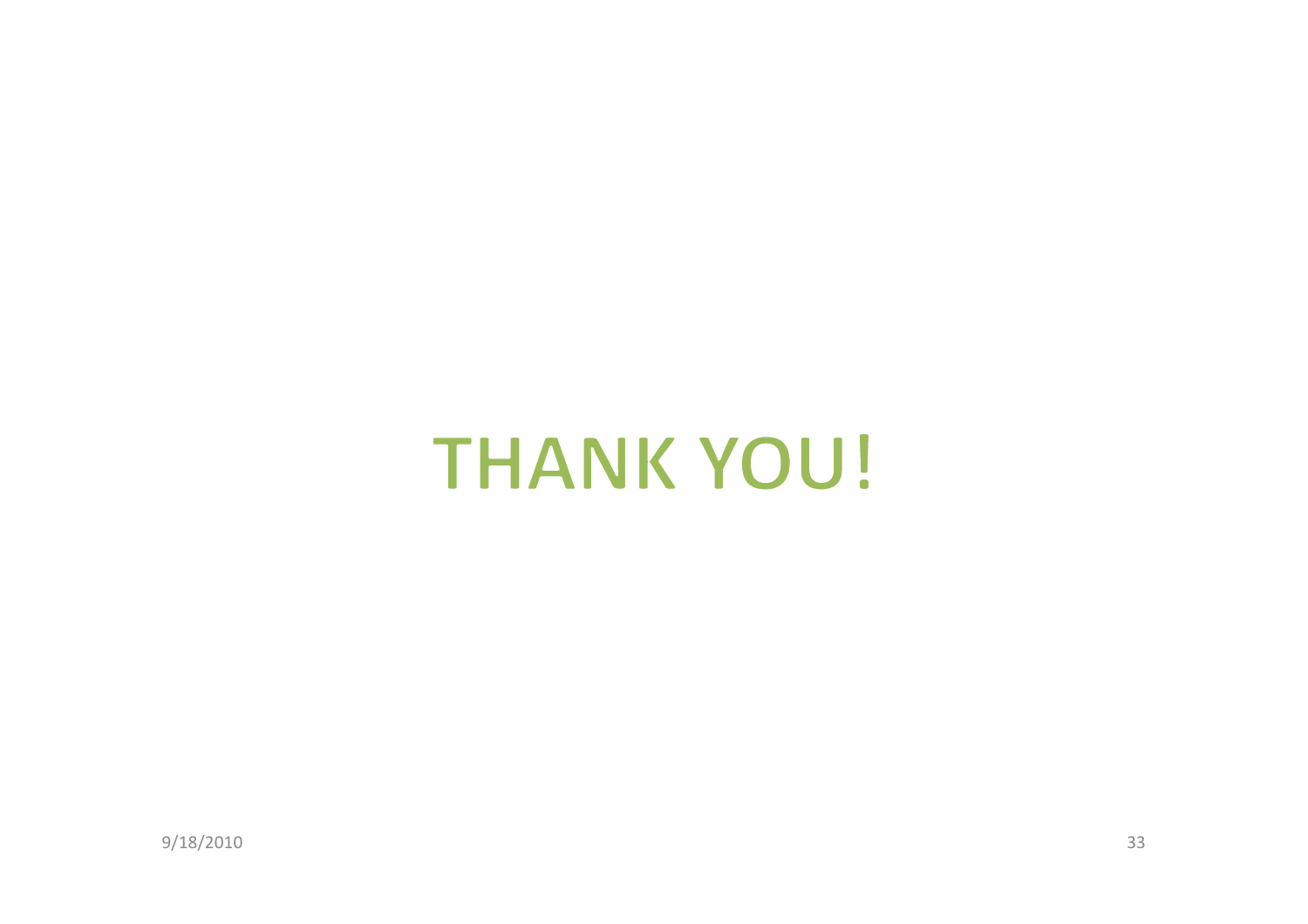# THANK YOU!